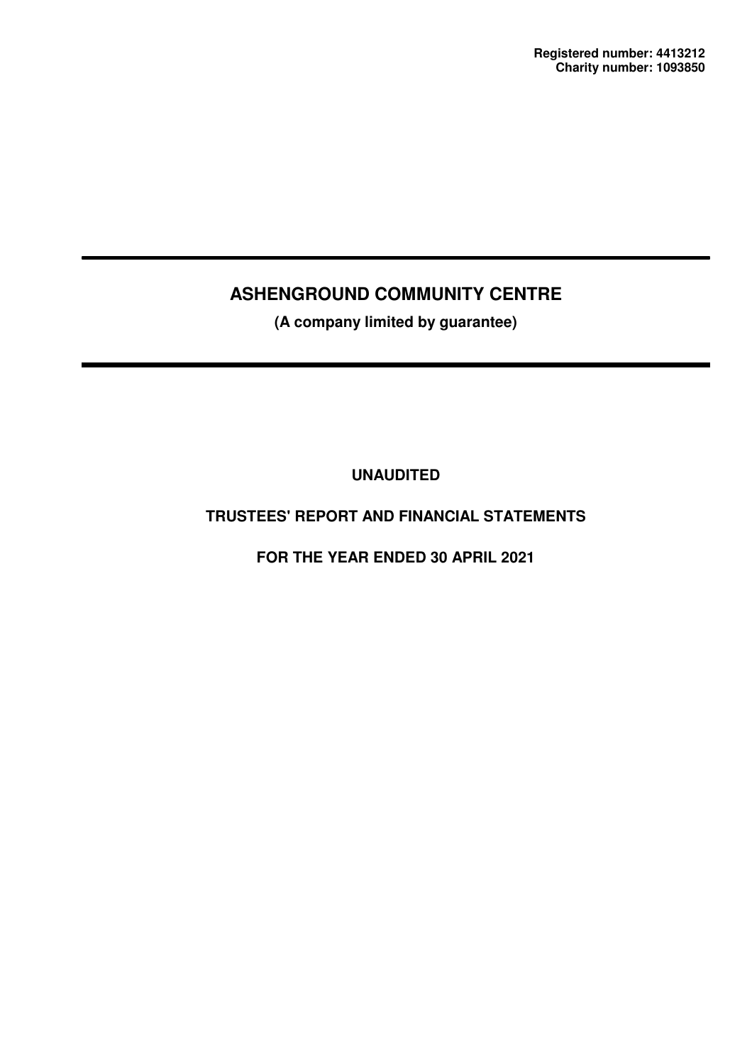**Registered number: 4413212**
**Charity number: 1093850**

# ASHENGROUND COMMUNITY CENTRE

**(A company limited by guarantee)**

**UNAUDITED**

**TRUSTEES' REPORT AND FINANCIAL STATEMENTS**

**FOR THE YEAR ENDED 30 APRIL 2021**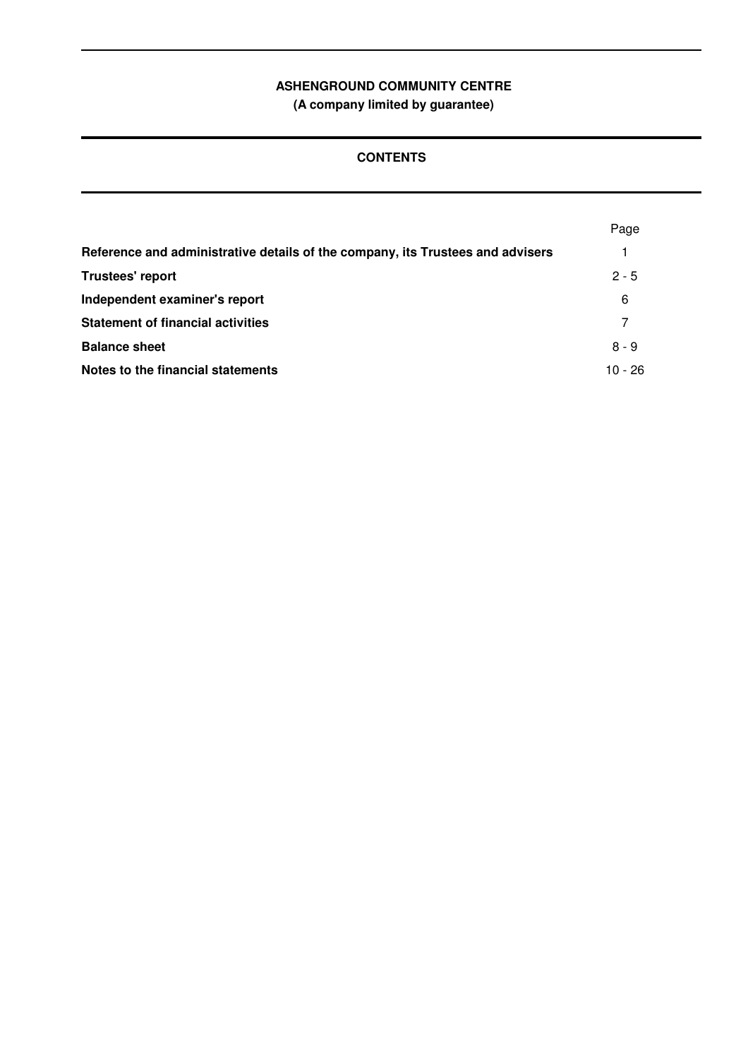# ASHENGROUND COMMUNITY CENTRE
**(A company limited by guarantee)**

## CONTENTS

| | Page |
|---|---|
| **Reference and administrative details of the company, its Trustees and advisers** | 1 |
| **Trustees' report** | 2 - 5 |
| **Independent examiner's report** | 6 |
| **Statement of financial activities** | 7 |
| **Balance sheet** | 8 - 9 |
| **Notes to the financial statements** | 10 - 26 |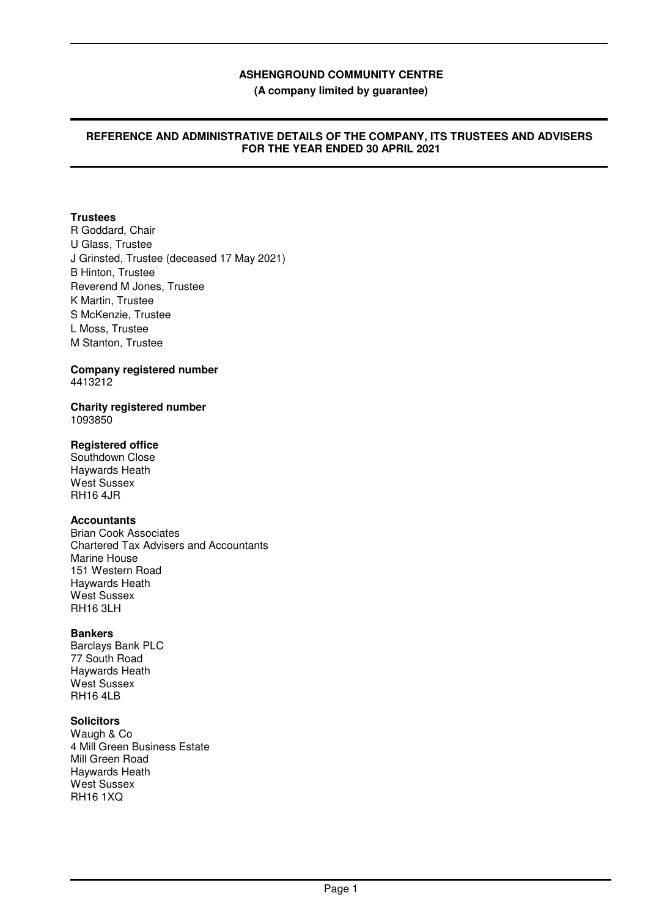# ASHENGROUND COMMUNITY CENTRE

**(A company limited by guarantee)**

## REFERENCE AND ADMINISTRATIVE DETAILS OF THE COMPANY, ITS TRUSTEES AND ADVISERS FOR THE YEAR ENDED 30 APRIL 2021

**Trustees**

R Goddard, Chair
U Glass, Trustee
J Grinsted, Trustee (deceased 17 May 2021)
B Hinton, Trustee
Reverend M Jones, Trustee
K Martin, Trustee
S McKenzie, Trustee
L Moss, Trustee
M Stanton, Trustee

**Company registered number**

4413212

**Charity registered number**

1093850

**Registered office**

Southdown Close
Haywards Heath
West Sussex
RH16 4JR

**Accountants**

Brian Cook Associates
Chartered Tax Advisers and Accountants
Marine House
151 Western Road
Haywards Heath
West Sussex
RH16 3LH

**Bankers**

Barclays Bank PLC
77 South Road
Haywards Heath
West Sussex
RH16 4LB

**Solicitors**

Waugh & Co
4 Mill Green Business Estate
Mill Green Road
Haywards Heath
West Sussex
RH16 1XQ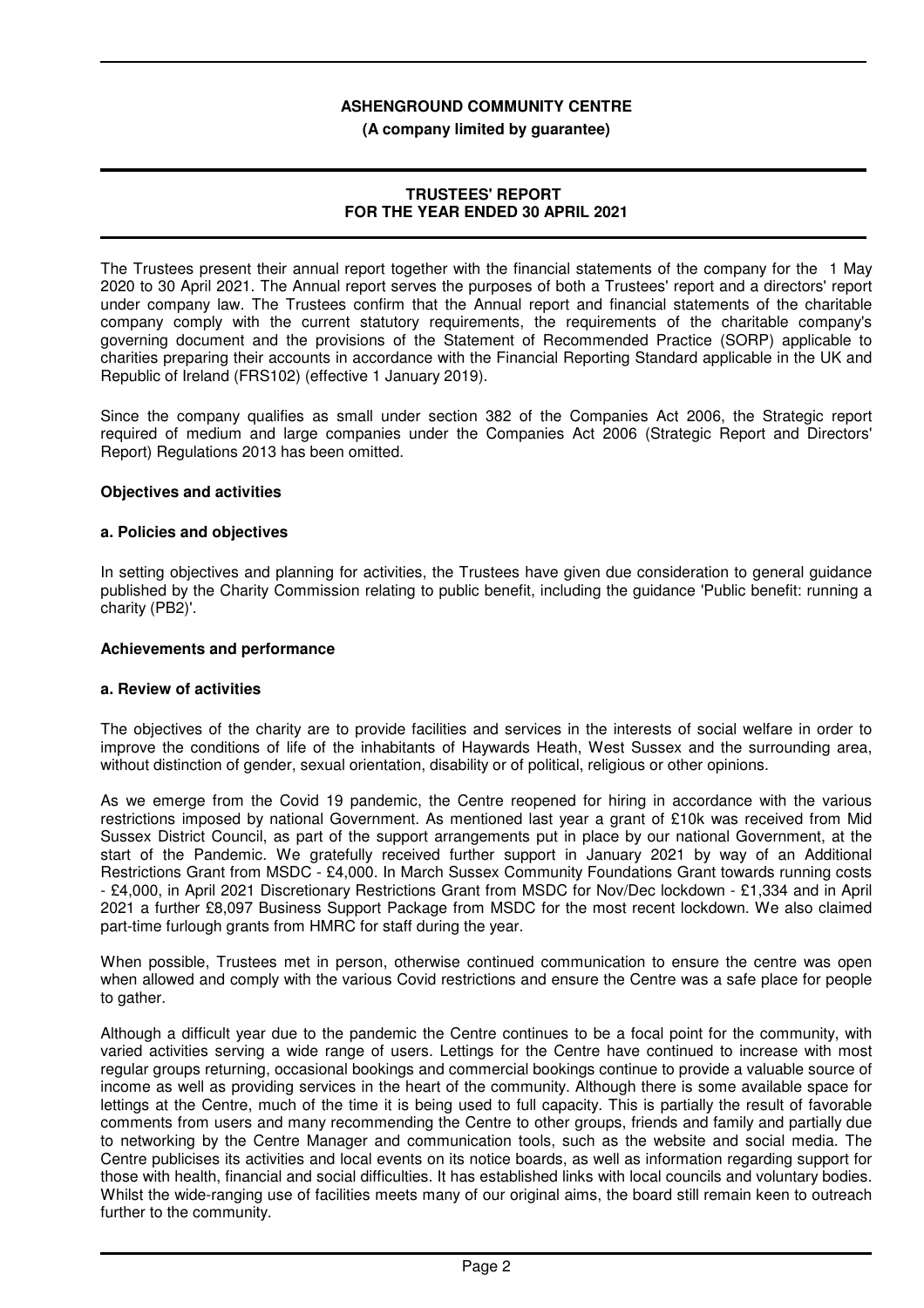**ASHENGROUND COMMUNITY CENTRE**

**(A company limited by guarantee)**

**TRUSTEES' REPORT**
**FOR THE YEAR ENDED 30 APRIL 2021**

The Trustees present their annual report together with the financial statements of the company for the 1 May 2020 to 30 April 2021. The Annual report serves the purposes of both a Trustees' report and a directors' report under company law. The Trustees confirm that the Annual report and financial statements of the charitable company comply with the current statutory requirements, the requirements of the charitable company's governing document and the provisions of the Statement of Recommended Practice (SORP) applicable to charities preparing their accounts in accordance with the Financial Reporting Standard applicable in the UK and Republic of Ireland (FRS102) (effective 1 January 2019).

Since the company qualifies as small under section 382 of the Companies Act 2006, the Strategic report required of medium and large companies under the Companies Act 2006 (Strategic Report and Directors' Report) Regulations 2013 has been omitted.

**Objectives and activities**

**a. Policies and objectives**

In setting objectives and planning for activities, the Trustees have given due consideration to general guidance published by the Charity Commission relating to public benefit, including the guidance 'Public benefit: running a charity (PB2)'.

**Achievements and performance**

**a. Review of activities**

The objectives of the charity are to provide facilities and services in the interests of social welfare in order to improve the conditions of life of the inhabitants of Haywards Heath, West Sussex and the surrounding area, without distinction of gender, sexual orientation, disability or of political, religious or other opinions.

As we emerge from the Covid 19 pandemic, the Centre reopened for hiring in accordance with the various restrictions imposed by national Government. As mentioned last year a grant of £10k was received from Mid Sussex District Council, as part of the support arrangements put in place by our national Government, at the start of the Pandemic. We gratefully received further support in January 2021 by way of an Additional Restrictions Grant from MSDC - £4,000. In March Sussex Community Foundations Grant towards running costs - £4,000, in April 2021 Discretionary Restrictions Grant from MSDC for Nov/Dec lockdown - £1,334 and in April 2021 a further £8,097 Business Support Package from MSDC for the most recent lockdown. We also claimed part-time furlough grants from HMRC for staff during the year.

When possible, Trustees met in person, otherwise continued communication to ensure the centre was open when allowed and comply with the various Covid restrictions and ensure the Centre was a safe place for people to gather.

Although a difficult year due to the pandemic the Centre continues to be a focal point for the community, with varied activities serving a wide range of users. Lettings for the Centre have continued to increase with most regular groups returning, occasional bookings and commercial bookings continue to provide a valuable source of income as well as providing services in the heart of the community. Although there is some available space for lettings at the Centre, much of the time it is being used to full capacity. This is partially the result of favorable comments from users and many recommending the Centre to other groups, friends and family and partially due to networking by the Centre Manager and communication tools, such as the website and social media. The Centre publicises its activities and local events on its notice boards, as well as information regarding support for those with health, financial and social difficulties. It has established links with local councils and voluntary bodies. Whilst the wide-ranging use of facilities meets many of our original aims, the board still remain keen to outreach further to the community.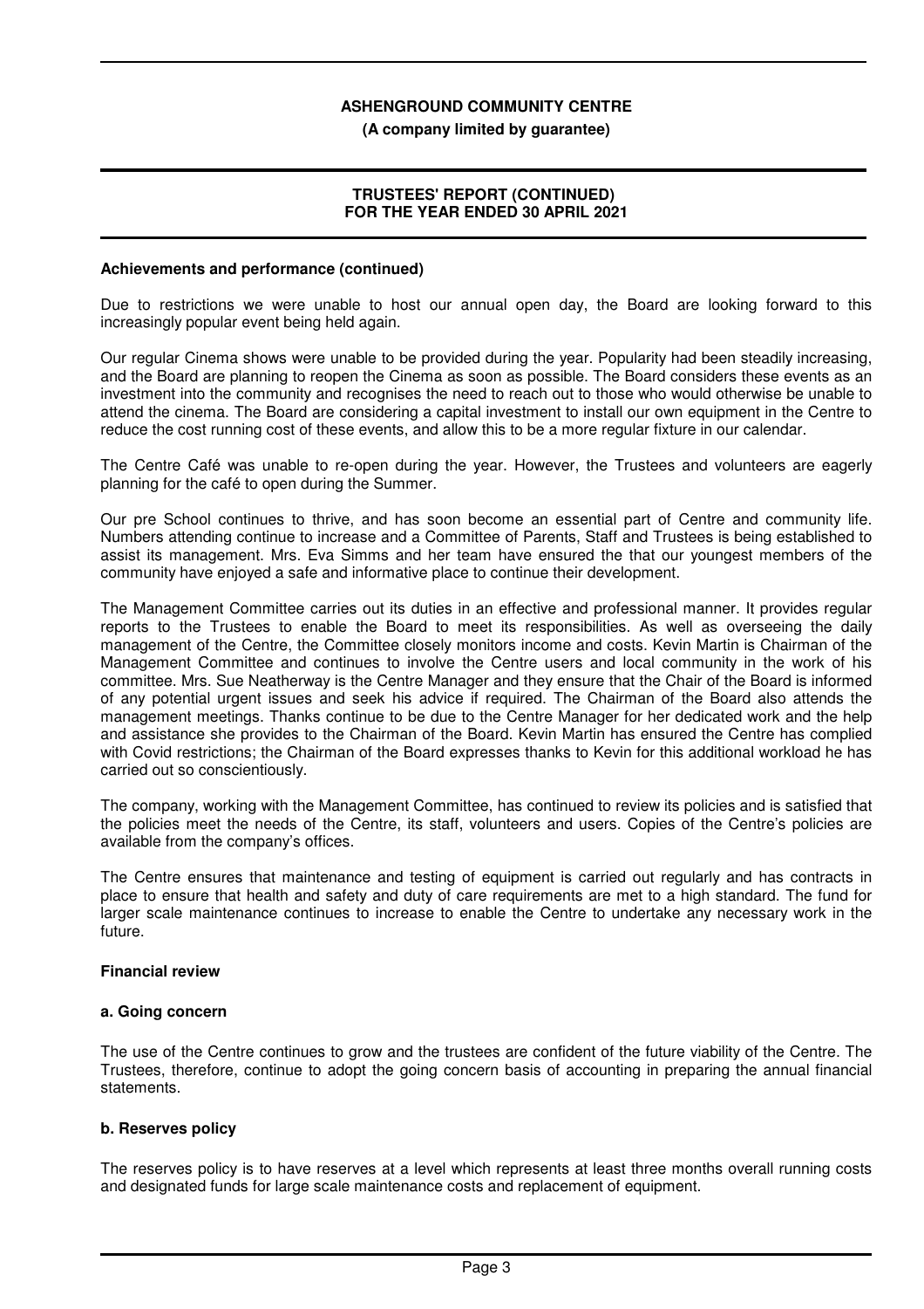**Achievements and performance (continued)**

Due to restrictions we were unable to host our annual open day, the Board are looking forward to this increasingly popular event being held again.

Our regular Cinema shows were unable to be provided during the year. Popularity had been steadily increasing, and the Board are planning to reopen the Cinema as soon as possible. The Board considers these events as an investment into the community and recognises the need to reach out to those who would otherwise be unable to attend the cinema. The Board are considering a capital investment to install our own equipment in the Centre to reduce the cost running cost of these events, and allow this to be a more regular fixture in our calendar.

The Centre Café was unable to re-open during the year. However, the Trustees and volunteers are eagerly planning for the café to open during the Summer.

Our pre School continues to thrive, and has soon become an essential part of Centre and community life. Numbers attending continue to increase and a Committee of Parents, Staff and Trustees is being established to assist its management. Mrs. Eva Simms and her team have ensured the that our youngest members of the community have enjoyed a safe and informative place to continue their development.

The Management Committee carries out its duties in an effective and professional manner. It provides regular reports to the Trustees to enable the Board to meet its responsibilities. As well as overseeing the daily management of the Centre, the Committee closely monitors income and costs. Kevin Martin is Chairman of the Management Committee and continues to involve the Centre users and local community in the work of his committee. Mrs. Sue Neatherway is the Centre Manager and they ensure that the Chair of the Board is informed of any potential urgent issues and seek his advice if required. The Chairman of the Board also attends the management meetings. Thanks continue to be due to the Centre Manager for her dedicated work and the help and assistance she provides to the Chairman of the Board. Kevin Martin has ensured the Centre has complied with Covid restrictions; the Chairman of the Board expresses thanks to Kevin for this additional workload he has carried out so conscientiously.

The company, working with the Management Committee, has continued to review its policies and is satisfied that the policies meet the needs of the Centre, its staff, volunteers and users. Copies of the Centre's policies are available from the company's offices.

The Centre ensures that maintenance and testing of equipment is carried out regularly and has contracts in place to ensure that health and safety and duty of care requirements are met to a high standard. The fund for larger scale maintenance continues to increase to enable the Centre to undertake any necessary work in the future.

**Financial review**

**a. Going concern**

The use of the Centre continues to grow and the trustees are confident of the future viability of the Centre. The Trustees, therefore, continue to adopt the going concern basis of accounting in preparing the annual financial statements.

**b. Reserves policy**

The reserves policy is to have reserves at a level which represents at least three months overall running costs and designated funds for large scale maintenance costs and replacement of equipment.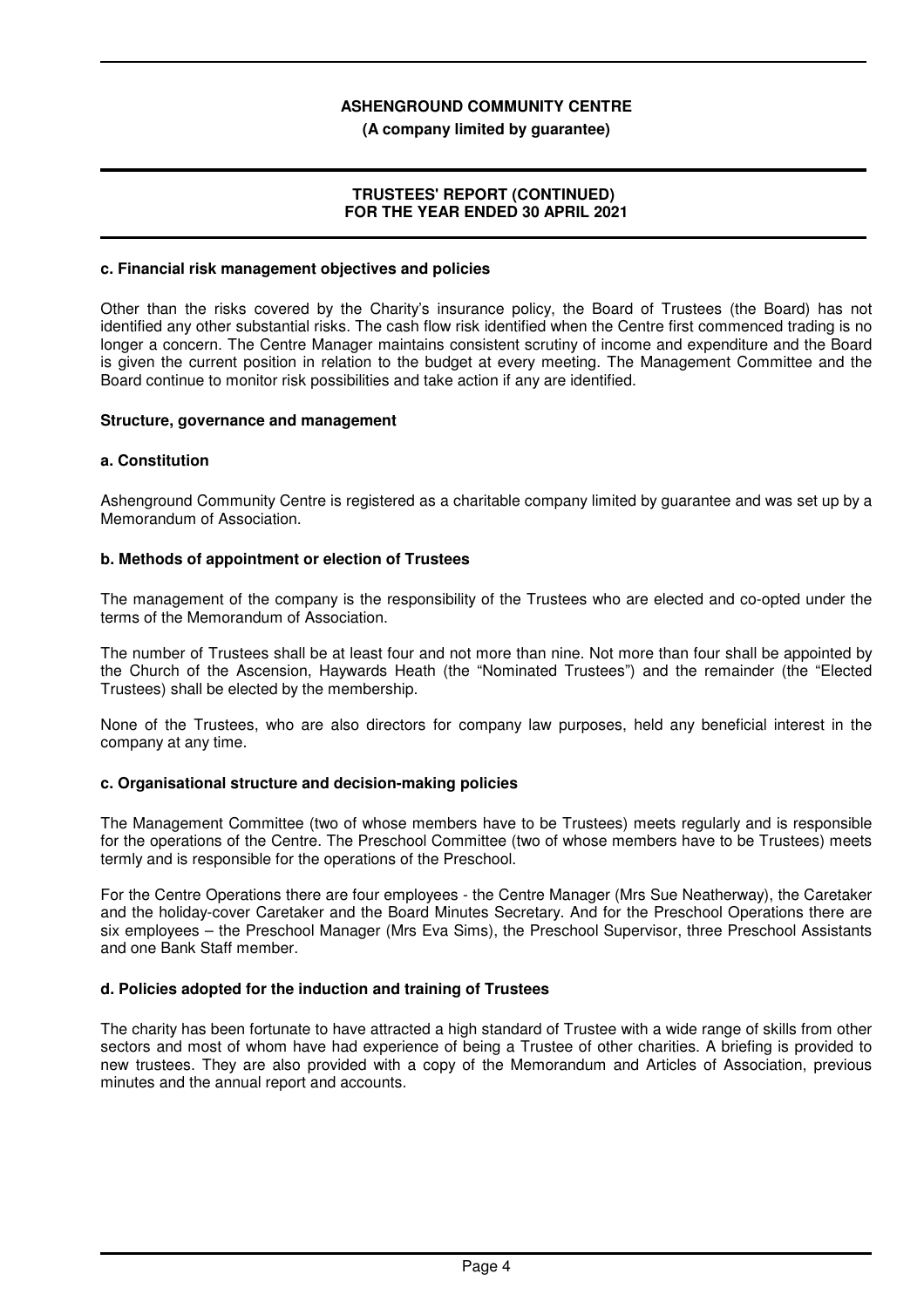**c. Financial risk management objectives and policies**

Other than the risks covered by the Charity's insurance policy, the Board of Trustees (the Board) has not identified any other substantial risks. The cash flow risk identified when the Centre first commenced trading is no longer a concern. The Centre Manager maintains consistent scrutiny of income and expenditure and the Board is given the current position in relation to the budget at every meeting. The Management Committee and the Board continue to monitor risk possibilities and take action if any are identified.

## Structure, governance and management

**a. Constitution**

Ashenground Community Centre is registered as a charitable company limited by guarantee and was set up by a Memorandum of Association.

**b. Methods of appointment or election of Trustees**

The management of the company is the responsibility of the Trustees who are elected and co-opted under the terms of the Memorandum of Association.

The number of Trustees shall be at least four and not more than nine. Not more than four shall be appointed by the Church of the Ascension, Haywards Heath (the "Nominated Trustees") and the remainder (the "Elected Trustees) shall be elected by the membership.

None of the Trustees, who are also directors for company law purposes, held any beneficial interest in the company at any time.

**c. Organisational structure and decision-making policies**

The Management Committee (two of whose members have to be Trustees) meets regularly and is responsible for the operations of the Centre. The Preschool Committee (two of whose members have to be Trustees) meets termly and is responsible for the operations of the Preschool.

For the Centre Operations there are four employees - the Centre Manager (Mrs Sue Neatherway), the Caretaker and the holiday-cover Caretaker and the Board Minutes Secretary. And for the Preschool Operations there are six employees – the Preschool Manager (Mrs Eva Sims), the Preschool Supervisor, three Preschool Assistants and one Bank Staff member.

**d. Policies adopted for the induction and training of Trustees**

The charity has been fortunate to have attracted a high standard of Trustee with a wide range of skills from other sectors and most of whom have had experience of being a Trustee of other charities. A briefing is provided to new trustees. They are also provided with a copy of the Memorandum and Articles of Association, previous minutes and the annual report and accounts.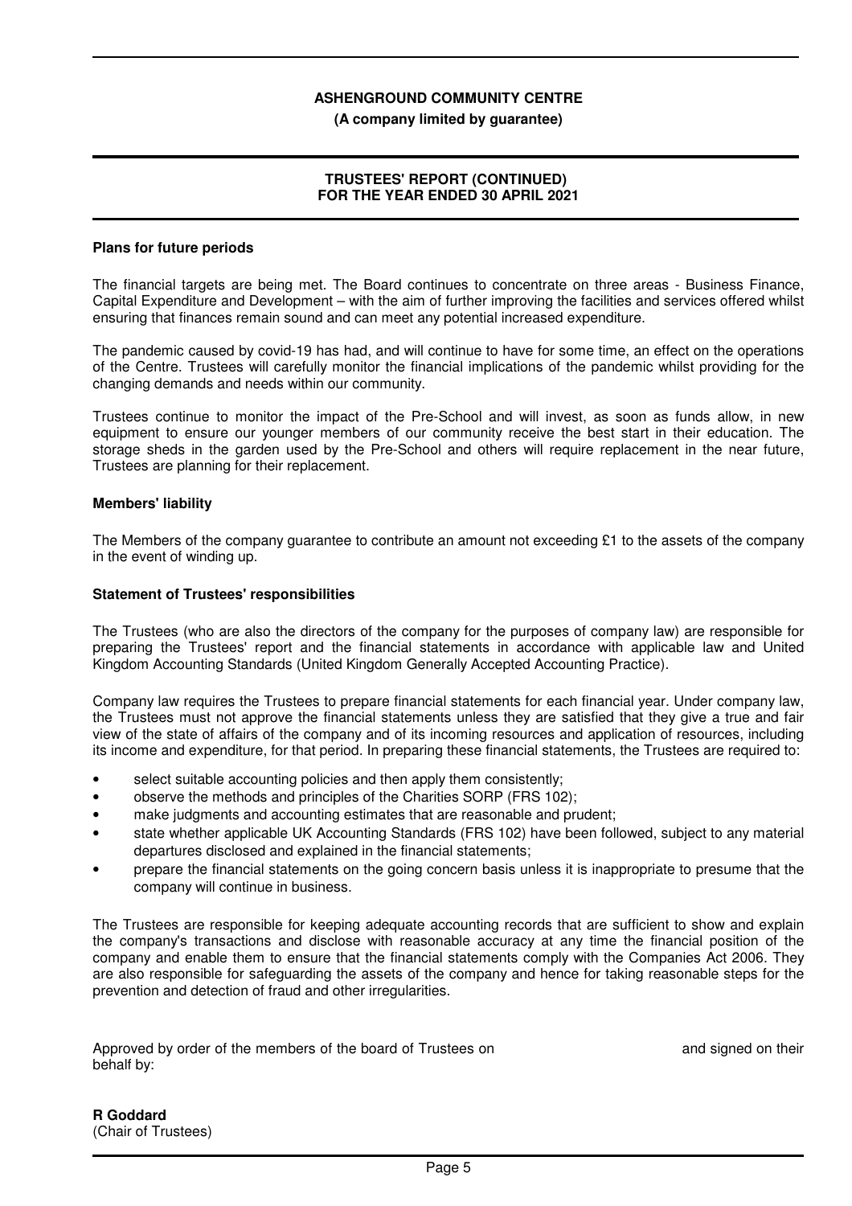**Plans for future periods**

The financial targets are being met. The Board continues to concentrate on three areas - Business Finance, Capital Expenditure and Development – with the aim of further improving the facilities and services offered whilst ensuring that finances remain sound and can meet any potential increased expenditure.

The pandemic caused by covid-19 has had, and will continue to have for some time, an effect on the operations of the Centre. Trustees will carefully monitor the financial implications of the pandemic whilst providing for the changing demands and needs within our community.

Trustees continue to monitor the impact of the Pre-School and will invest, as soon as funds allow, in new equipment to ensure our younger members of our community receive the best start in their education. The storage sheds in the garden used by the Pre-School and others will require replacement in the near future, Trustees are planning for their replacement.

**Members' liability**

The Members of the company guarantee to contribute an amount not exceeding £1 to the assets of the company in the event of winding up.

**Statement of Trustees' responsibilities**

The Trustees (who are also the directors of the company for the purposes of company law) are responsible for preparing the Trustees' report and the financial statements in accordance with applicable law and United Kingdom Accounting Standards (United Kingdom Generally Accepted Accounting Practice).

Company law requires the Trustees to prepare financial statements for each financial year. Under company law, the Trustees must not approve the financial statements unless they are satisfied that they give a true and fair view of the state of affairs of the company and of its incoming resources and application of resources, including its income and expenditure, for that period. In preparing these financial statements, the Trustees are required to:

- select suitable accounting policies and then apply them consistently;
- observe the methods and principles of the Charities SORP (FRS 102);
- make judgments and accounting estimates that are reasonable and prudent;
- state whether applicable UK Accounting Standards (FRS 102) have been followed, subject to any material departures disclosed and explained in the financial statements;
- prepare the financial statements on the going concern basis unless it is inappropriate to presume that the company will continue in business.

The Trustees are responsible for keeping adequate accounting records that are sufficient to show and explain the company's transactions and disclose with reasonable accuracy at any time the financial position of the company and enable them to ensure that the financial statements comply with the Companies Act 2006. They are also responsible for safeguarding the assets of the company and hence for taking reasonable steps for the prevention and detection of fraud and other irregularities.

Approved by order of the members of the board of Trustees on and signed on their behalf by:

**R Goddard**
(Chair of Trustees)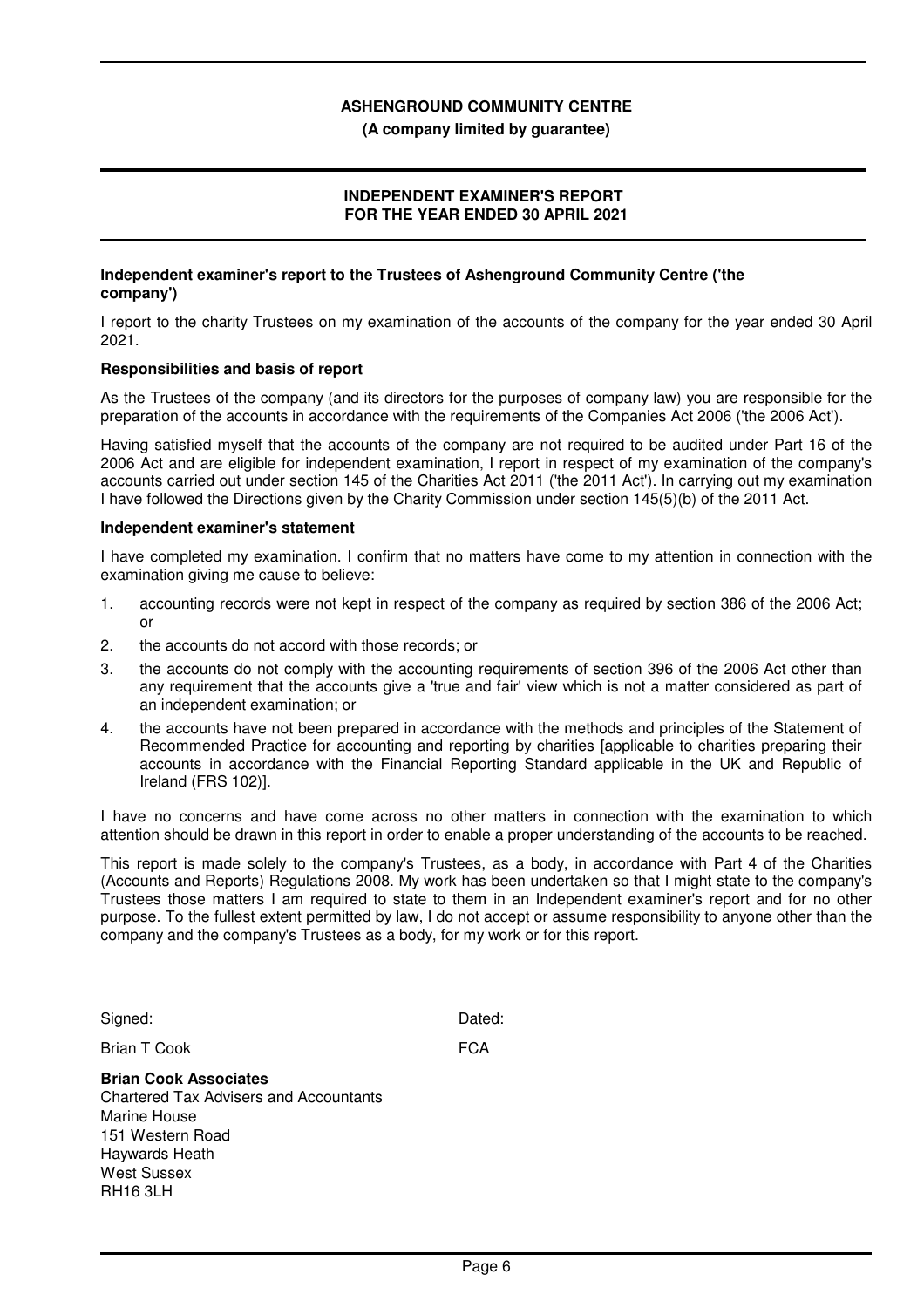# ASHENGROUND COMMUNITY CENTRE

**(A company limited by guarantee)**

## INDEPENDENT EXAMINER'S REPORT
## FOR THE YEAR ENDED 30 APRIL 2021

**Independent examiner's report to the Trustees of Ashenground Community Centre ('the company')**

I report to the charity Trustees on my examination of the accounts of the company for the year ended 30 April 2021.

**Responsibilities and basis of report**

As the Trustees of the company (and its directors for the purposes of company law) you are responsible for the preparation of the accounts in accordance with the requirements of the Companies Act 2006 ('the 2006 Act').

Having satisfied myself that the accounts of the company are not required to be audited under Part 16 of the 2006 Act and are eligible for independent examination, I report in respect of my examination of the company's accounts carried out under section 145 of the Charities Act 2011 ('the 2011 Act'). In carrying out my examination I have followed the Directions given by the Charity Commission under section 145(5)(b) of the 2011 Act.

**Independent examiner's statement**

I have completed my examination. I confirm that no matters have come to my attention in connection with the examination giving me cause to believe:

1. accounting records were not kept in respect of the company as required by section 386 of the 2006 Act; or
2. the accounts do not accord with those records; or
3. the accounts do not comply with the accounting requirements of section 396 of the 2006 Act other than any requirement that the accounts give a 'true and fair' view which is not a matter considered as part of an independent examination; or
4. the accounts have not been prepared in accordance with the methods and principles of the Statement of Recommended Practice for accounting and reporting by charities [applicable to charities preparing their accounts in accordance with the Financial Reporting Standard applicable in the UK and Republic of Ireland (FRS 102)].

I have no concerns and have come across no other matters in connection with the examination to which attention should be drawn in this report in order to enable a proper understanding of the accounts to be reached.

This report is made solely to the company's Trustees, as a body, in accordance with Part 4 of the Charities (Accounts and Reports) Regulations 2008. My work has been undertaken so that I might state to the company's Trustees those matters I am required to state to them in an Independent examiner's report and for no other purpose. To the fullest extent permitted by law, I do not accept or assume responsibility to anyone other than the company and the company's Trustees as a body, for my work or for this report.

Signed: Dated:

Brian T Cook FCA

**Brian Cook Associates**
Chartered Tax Advisers and Accountants
Marine House
151 Western Road
Haywards Heath
West Sussex
RH16 3LH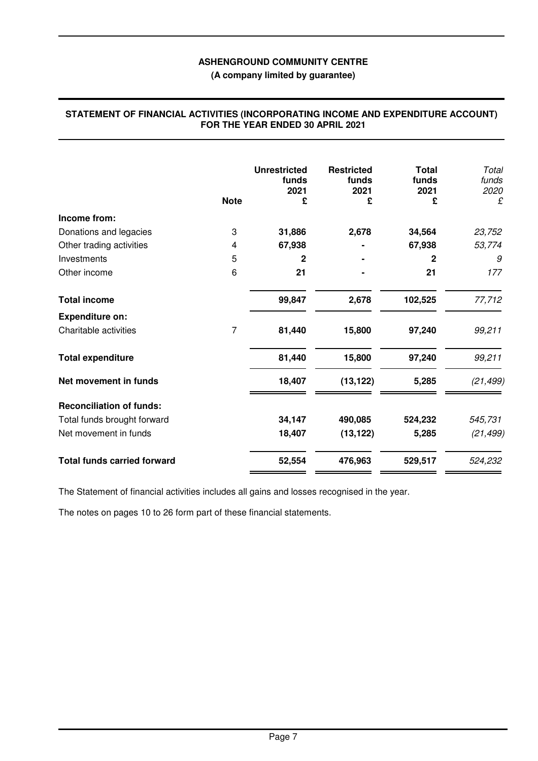**ASHENGROUND COMMUNITY CENTRE**

**(A company limited by guarantee)**

## STATEMENT OF FINANCIAL ACTIVITIES (INCORPORATING INCOME AND EXPENDITURE ACCOUNT) FOR THE YEAR ENDED 30 APRIL 2021

| | Note | Unrestricted funds 2021 £ | Restricted funds 2021 £ | Total funds 2021 £ | *Total funds 2020 £* |
|---|---|---|---|---|---|
| **Income from:** | | | | | |
| Donations and legacies | 3 | **31,886** | **2,678** | **34,564** | *23,752* |
| Other trading activities | 4 | **67,938** | **-** | **67,938** | *53,774* |
| Investments | 5 | **2** | **-** | **2** | *9* |
| Other income | 6 | **21** | **-** | **21** | *177* |
| **Total income** | | **99,847** | **2,678** | **102,525** | *77,712* |
| **Expenditure on:** | | | | | |
| Charitable activities | 7 | **81,440** | **15,800** | **97,240** | *99,211* |
| **Total expenditure** | | **81,440** | **15,800** | **97,240** | *99,211* |
| **Net movement in funds** | | **18,407** | **(13,122)** | **5,285** | *(21,499)* |
| **Reconciliation of funds:** | | | | | |
| Total funds brought forward | | **34,147** | **490,085** | **524,232** | *545,731* |
| Net movement in funds | | **18,407** | **(13,122)** | **5,285** | *(21,499)* |
| **Total funds carried forward** | | **52,554** | **476,963** | **529,517** | *524,232* |

The Statement of financial activities includes all gains and losses recognised in the year.

The notes on pages 10 to 26 form part of these financial statements.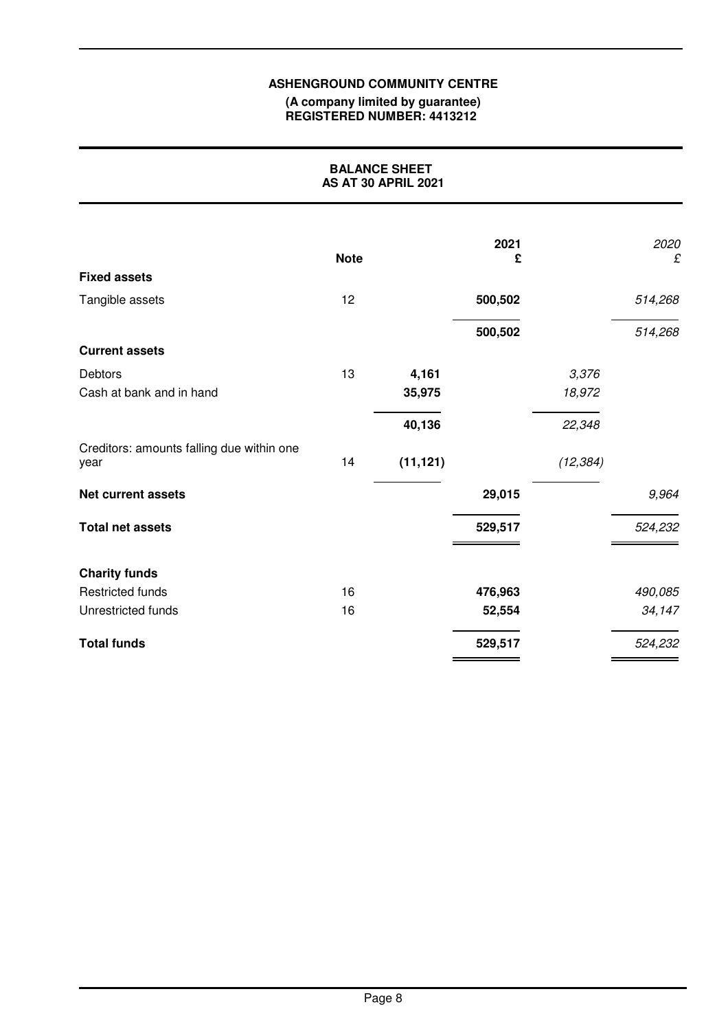**ASHENGROUND COMMUNITY CENTRE**
**(A company limited by guarantee)**
**REGISTERED NUMBER: 4413212**

## BALANCE SHEET
## AS AT 30 APRIL 2021

| | Note | | 2021 £ | | *2020 £* |
|---|---|---|---|---|---|
| **Fixed assets** | | | | | |
| Tangible assets | 12 | | **500,502** | | *514,268* |
| | | | **500,502** | | *514,268* |
| **Current assets** | | | | | |
| Debtors | 13 | **4,161** | | *3,376* | |
| Cash at bank and in hand | | **35,975** | | *18,972* | |
| | | **40,136** | | *22,348* | |
| Creditors: amounts falling due within one year | 14 | **(11,121)** | | *(12,384)* | |
| **Net current assets** | | | **29,015** | | *9,964* |
| **Total net assets** | | | **529,517** | | *524,232* |
| **Charity funds** | | | | | |
| Restricted funds | 16 | | **476,963** | | *490,085* |
| Unrestricted funds | 16 | | **52,554** | | *34,147* |
| **Total funds** | | | **529,517** | | *524,232* |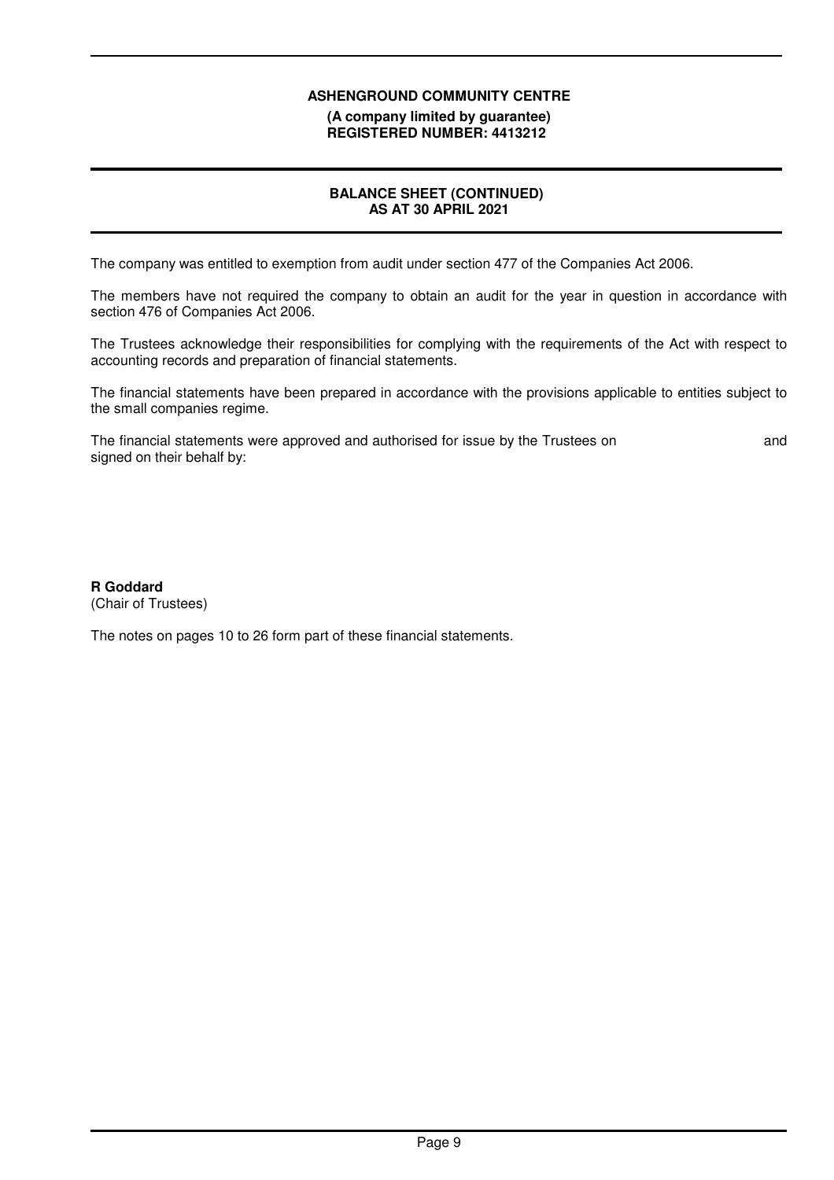**ASHENGROUND COMMUNITY CENTRE**
**(A company limited by guarantee)**
**REGISTERED NUMBER: 4413212**

## BALANCE SHEET (CONTINUED)
## AS AT 30 APRIL 2021

The company was entitled to exemption from audit under section 477 of the Companies Act 2006.

The members have not required the company to obtain an audit for the year in question in accordance with section 476 of Companies Act 2006.

The Trustees acknowledge their responsibilities for complying with the requirements of the Act with respect to accounting records and preparation of financial statements.

The financial statements have been prepared in accordance with the provisions applicable to entities subject to the small companies regime.

The financial statements were approved and authorised for issue by the Trustees on and signed on their behalf by:

**R Goddard**
(Chair of Trustees)

The notes on pages 10 to 26 form part of these financial statements.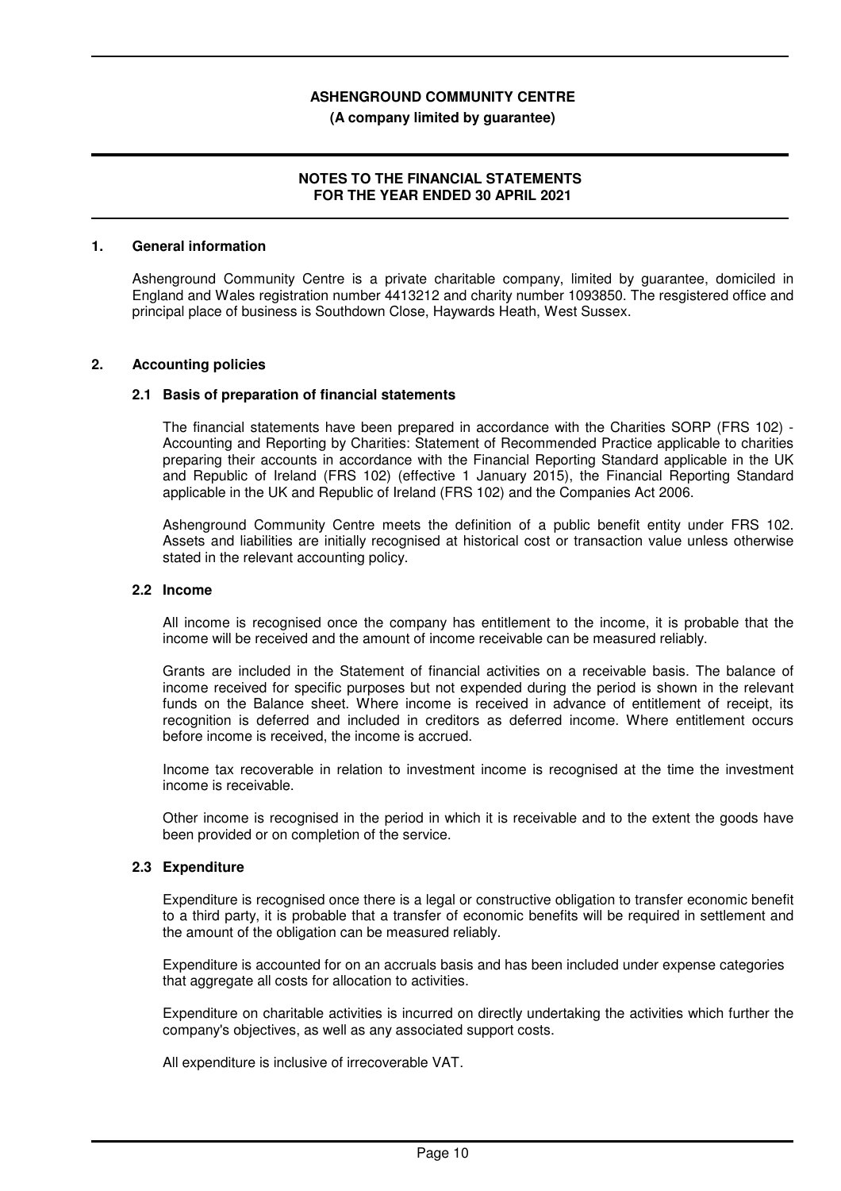**ASHENGROUND COMMUNITY CENTRE**

**(A company limited by guarantee)**

**NOTES TO THE FINANCIAL STATEMENTS FOR THE YEAR ENDED 30 APRIL 2021**

## 1. General information

Ashenground Community Centre is a private charitable company, limited by guarantee, domiciled in England and Wales registration number 4413212 and charity number 1093850. The resgistered office and principal place of business is Southdown Close, Haywards Heath, West Sussex.

## 2. Accounting policies

### 2.1 Basis of preparation of financial statements

The financial statements have been prepared in accordance with the Charities SORP (FRS 102) - Accounting and Reporting by Charities: Statement of Recommended Practice applicable to charities preparing their accounts in accordance with the Financial Reporting Standard applicable in the UK and Republic of Ireland (FRS 102) (effective 1 January 2015), the Financial Reporting Standard applicable in the UK and Republic of Ireland (FRS 102) and the Companies Act 2006.

Ashenground Community Centre meets the definition of a public benefit entity under FRS 102. Assets and liabilities are initially recognised at historical cost or transaction value unless otherwise stated in the relevant accounting policy.

### 2.2 Income

All income is recognised once the company has entitlement to the income, it is probable that the income will be received and the amount of income receivable can be measured reliably.

Grants are included in the Statement of financial activities on a receivable basis. The balance of income received for specific purposes but not expended during the period is shown in the relevant funds on the Balance sheet. Where income is received in advance of entitlement of receipt, its recognition is deferred and included in creditors as deferred income. Where entitlement occurs before income is received, the income is accrued.

Income tax recoverable in relation to investment income is recognised at the time the investment income is receivable.

Other income is recognised in the period in which it is receivable and to the extent the goods have been provided or on completion of the service.

### 2.3 Expenditure

Expenditure is recognised once there is a legal or constructive obligation to transfer economic benefit to a third party, it is probable that a transfer of economic benefits will be required in settlement and the amount of the obligation can be measured reliably.

Expenditure is accounted for on an accruals basis and has been included under expense categories that aggregate all costs for allocation to activities.

Expenditure on charitable activities is incurred on directly undertaking the activities which further the company's objectives, as well as any associated support costs.

All expenditure is inclusive of irrecoverable VAT.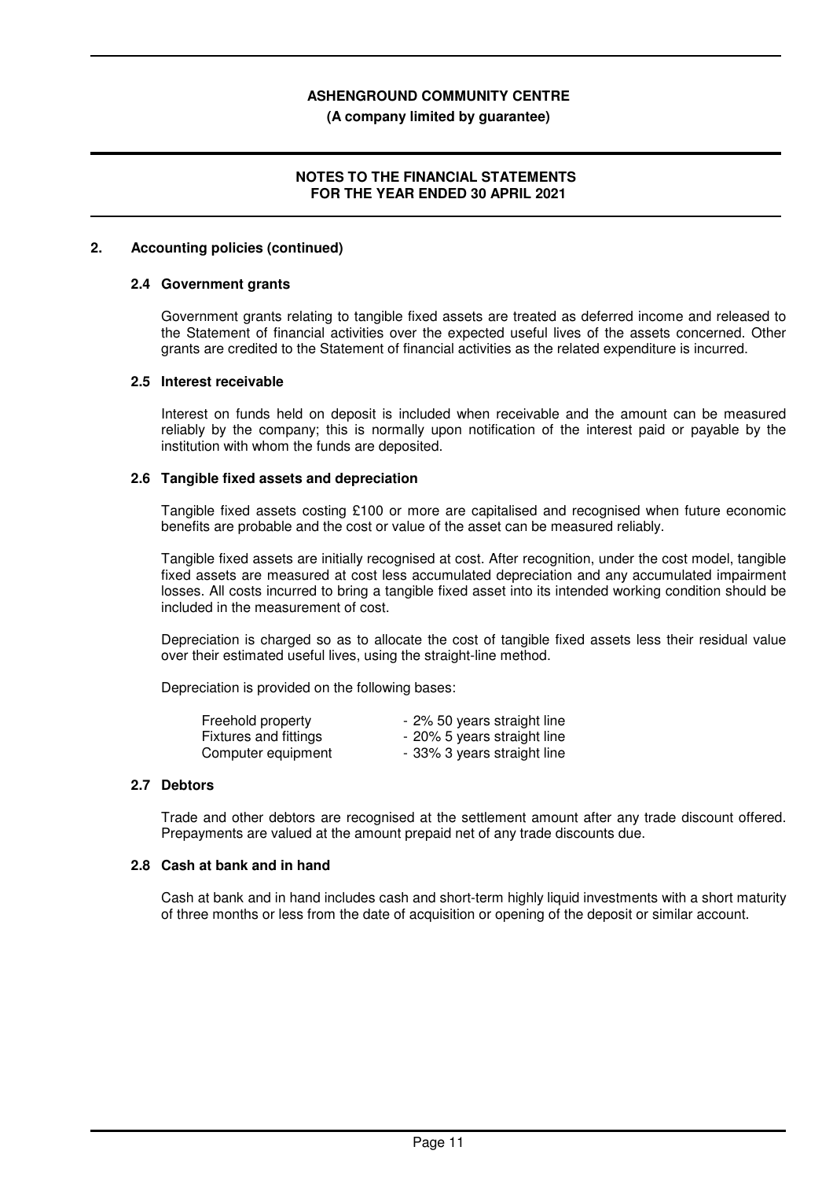## 2. Accounting policies (continued)

### 2.4 Government grants

Government grants relating to tangible fixed assets are treated as deferred income and released to the Statement of financial activities over the expected useful lives of the assets concerned. Other grants are credited to the Statement of financial activities as the related expenditure is incurred.

### 2.5 Interest receivable

Interest on funds held on deposit is included when receivable and the amount can be measured reliably by the company; this is normally upon notification of the interest paid or payable by the institution with whom the funds are deposited.

### 2.6 Tangible fixed assets and depreciation

Tangible fixed assets costing £100 or more are capitalised and recognised when future economic benefits are probable and the cost or value of the asset can be measured reliably.

Tangible fixed assets are initially recognised at cost. After recognition, under the cost model, tangible fixed assets are measured at cost less accumulated depreciation and any accumulated impairment losses. All costs incurred to bring a tangible fixed asset into its intended working condition should be included in the measurement of cost.

Depreciation is charged so as to allocate the cost of tangible fixed assets less their residual value over their estimated useful lives, using the straight-line method.

Depreciation is provided on the following bases:

| | |
|---|---|
| Freehold property | - 2% 50 years straight line |
| Fixtures and fittings | - 20% 5 years straight line |
| Computer equipment | - 33% 3 years straight line |

### 2.7 Debtors

Trade and other debtors are recognised at the settlement amount after any trade discount offered. Prepayments are valued at the amount prepaid net of any trade discounts due.

### 2.8 Cash at bank and in hand

Cash at bank and in hand includes cash and short-term highly liquid investments with a short maturity of three months or less from the date of acquisition or opening of the deposit or similar account.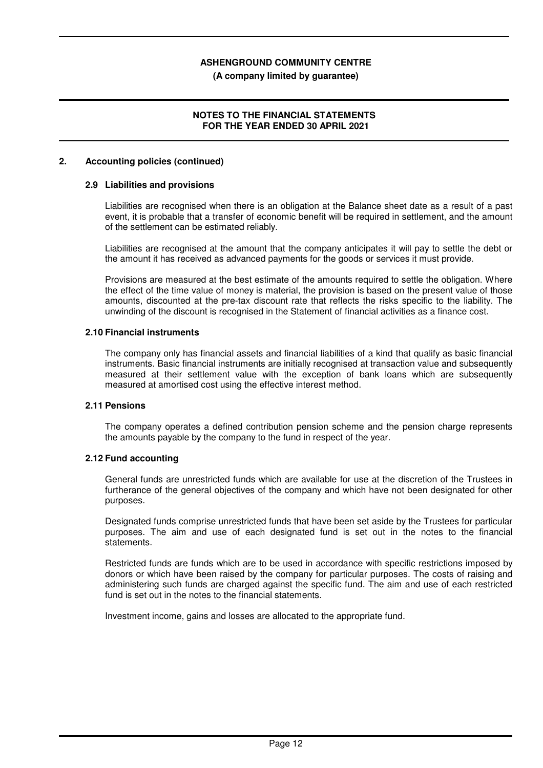## 2. Accounting policies (continued)

### 2.9 Liabilities and provisions

Liabilities are recognised when there is an obligation at the Balance sheet date as a result of a past event, it is probable that a transfer of economic benefit will be required in settlement, and the amount of the settlement can be estimated reliably.

Liabilities are recognised at the amount that the company anticipates it will pay to settle the debt or the amount it has received as advanced payments for the goods or services it must provide.

Provisions are measured at the best estimate of the amounts required to settle the obligation. Where the effect of the time value of money is material, the provision is based on the present value of those amounts, discounted at the pre-tax discount rate that reflects the risks specific to the liability. The unwinding of the discount is recognised in the Statement of financial activities as a finance cost.

### 2.10 Financial instruments

The company only has financial assets and financial liabilities of a kind that qualify as basic financial instruments. Basic financial instruments are initially recognised at transaction value and subsequently measured at their settlement value with the exception of bank loans which are subsequently measured at amortised cost using the effective interest method.

### 2.11 Pensions

The company operates a defined contribution pension scheme and the pension charge represents the amounts payable by the company to the fund in respect of the year.

### 2.12 Fund accounting

General funds are unrestricted funds which are available for use at the discretion of the Trustees in furtherance of the general objectives of the company and which have not been designated for other purposes.

Designated funds comprise unrestricted funds that have been set aside by the Trustees for particular purposes. The aim and use of each designated fund is set out in the notes to the financial statements.

Restricted funds are funds which are to be used in accordance with specific restrictions imposed by donors or which have been raised by the company for particular purposes. The costs of raising and administering such funds are charged against the specific fund. The aim and use of each restricted fund is set out in the notes to the financial statements.

Investment income, gains and losses are allocated to the appropriate fund.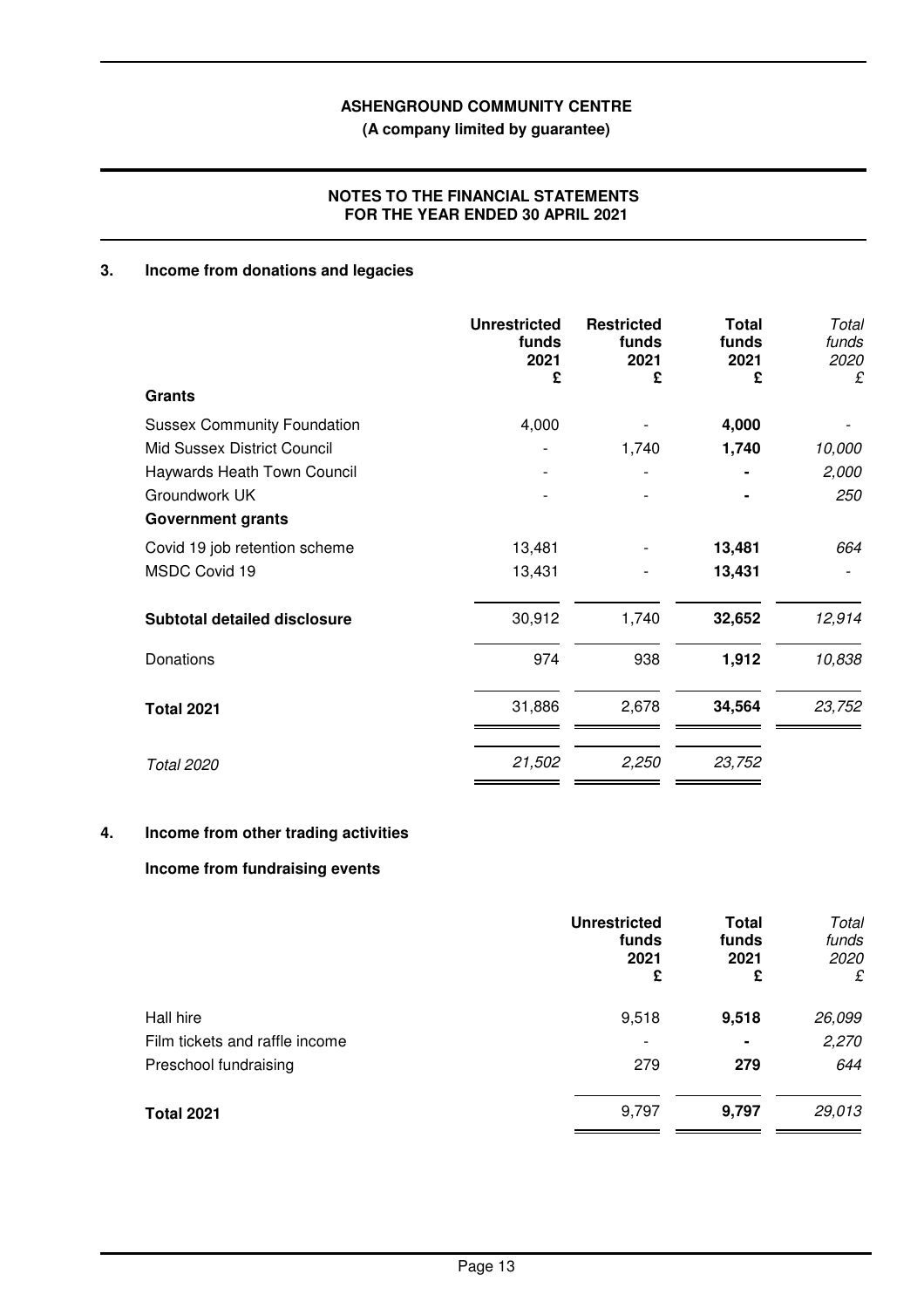**ASHENGROUND COMMUNITY CENTRE**

**(A company limited by guarantee)**

**NOTES TO THE FINANCIAL STATEMENTS FOR THE YEAR ENDED 30 APRIL 2021**

## 3. Income from donations and legacies

| | Unrestricted funds 2021 £ | Restricted funds 2021 £ | Total funds 2021 £ | *Total funds 2020 £* |
|---|---|---|---|---|
| **Grants** | | | | |
| Sussex Community Foundation | 4,000 | - | **4,000** | *-* |
| Mid Sussex District Council | - | 1,740 | **1,740** | *10,000* |
| Haywards Heath Town Council | - | - | **-** | *2,000* |
| Groundwork UK | - | - | **-** | *250* |
| **Government grants** | | | | |
| Covid 19 job retention scheme | 13,481 | - | **13,481** | *664* |
| MSDC Covid 19 | 13,431 | - | **13,431** | *-* |
| **Subtotal detailed disclosure** | 30,912 | 1,740 | **32,652** | *12,914* |
| Donations | 974 | 938 | **1,912** | *10,838* |
| **Total 2021** | 31,886 | 2,678 | **34,564** | *23,752* |
| *Total 2020* | *21,502* | *2,250* | *23,752* | |

## 4. Income from other trading activities

### Income from fundraising events

| | Unrestricted funds 2021 £ | Total funds 2021 £ | *Total funds 2020 £* |
|---|---|---|---|
| Hall hire | 9,518 | **9,518** | *26,099* |
| Film tickets and raffle income | - | **-** | *2,270* |
| Preschool fundraising | 279 | **279** | *644* |
| **Total 2021** | 9,797 | **9,797** | *29,013* |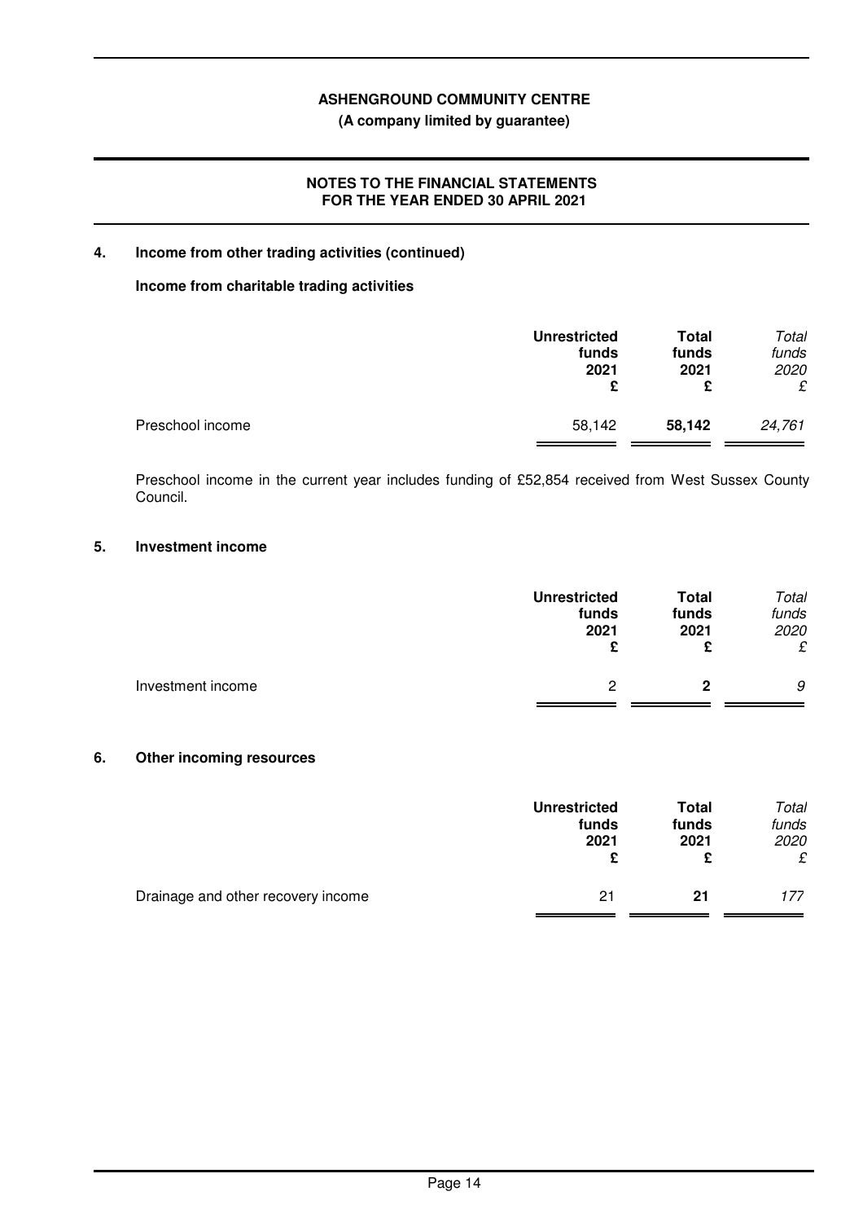## 4. Income from other trading activities (continued)

### Income from charitable trading activities

| | Unrestricted funds 2021 £ | Total funds 2021 £ | *Total funds 2020 £* |
|---|---|---|---|
| Preschool income | 58,142 | **58,142** | *24,761* |

Preschool income in the current year includes funding of £52,854 received from West Sussex County Council.

## 5. Investment income

| | Unrestricted funds 2021 £ | Total funds 2021 £ | *Total funds 2020 £* |
|---|---|---|---|
| Investment income | 2 | **2** | *9* |

## 6. Other incoming resources

| | Unrestricted funds 2021 £ | Total funds 2021 £ | *Total funds 2020 £* |
|---|---|---|---|
| Drainage and other recovery income | 21 | **21** | *177* |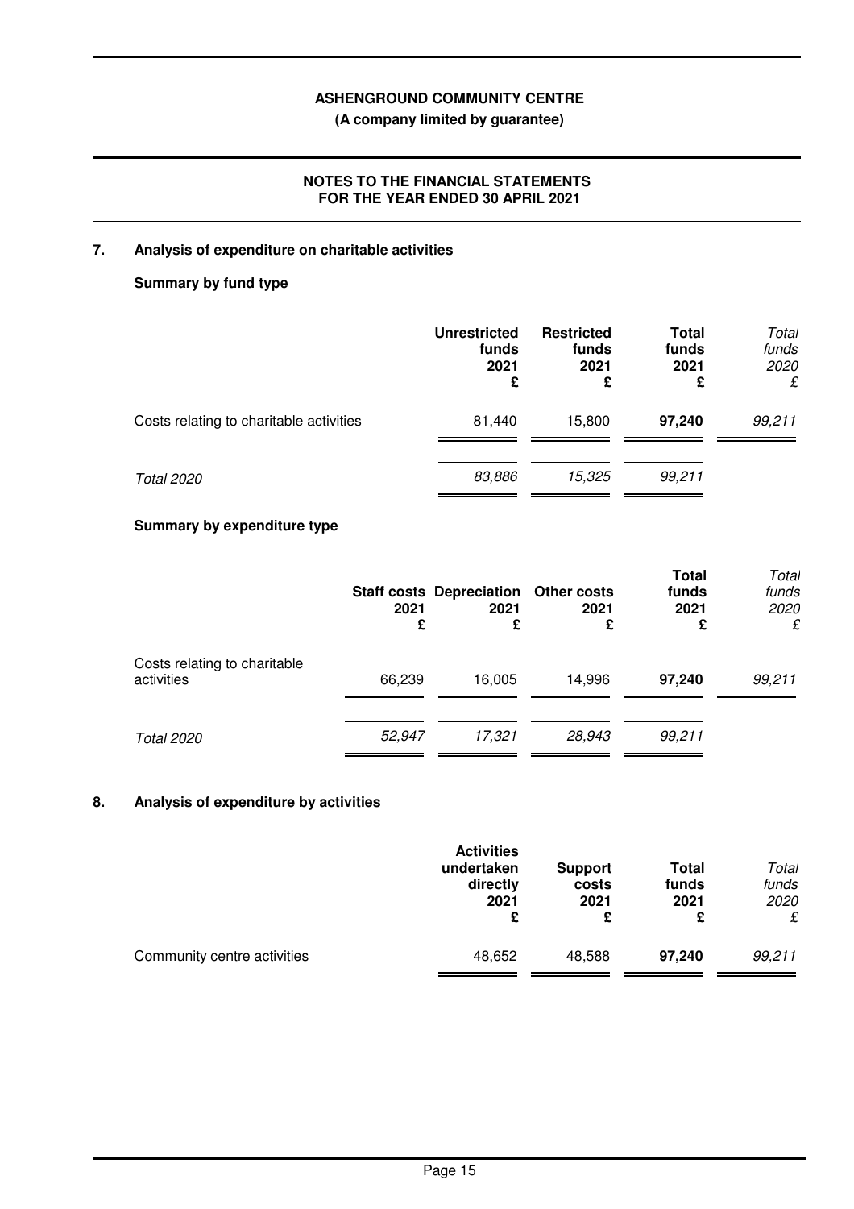**ASHENGROUND COMMUNITY CENTRE**

**(A company limited by guarantee)**

**NOTES TO THE FINANCIAL STATEMENTS**
**FOR THE YEAR ENDED 30 APRIL 2021**

## 7. Analysis of expenditure on charitable activities

### Summary by fund type

| | Unrestricted funds 2021 £ | Restricted funds 2021 £ | Total funds 2021 £ | *Total funds 2020 £* |
|---|---|---|---|---|
| Costs relating to charitable activities | 81,440 | 15,800 | **97,240** | *99,211* |
| *Total 2020* | *83,886* | *15,325* | *99,211* | |

### Summary by expenditure type

| | Staff costs 2021 £ | Depreciation 2021 £ | Other costs 2021 £ | Total funds 2021 £ | *Total funds 2020 £* |
|---|---|---|---|---|---|
| Costs relating to charitable activities | 66,239 | 16,005 | 14,996 | **97,240** | *99,211* |
| *Total 2020* | *52,947* | *17,321* | *28,943* | *99,211* | |

## 8. Analysis of expenditure by activities

| | Activities undertaken directly 2021 £ | Support costs 2021 £ | Total funds 2021 £ | *Total funds 2020 £* |
|---|---|---|---|---|
| Community centre activities | 48,652 | 48,588 | **97,240** | *99,211* |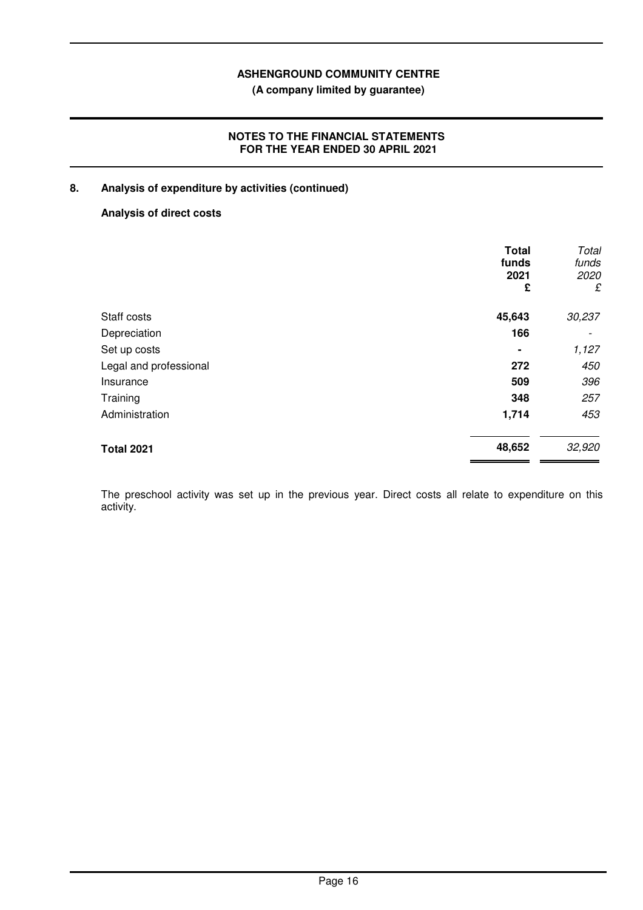**ASHENGROUND COMMUNITY CENTRE**

**(A company limited by guarantee)**

**NOTES TO THE FINANCIAL STATEMENTS FOR THE YEAR ENDED 30 APRIL 2021**

## 8. Analysis of expenditure by activities (continued)

**Analysis of direct costs**

| | **Total funds 2021 £** | *Total funds 2020 £* |
|---|---|---|
| Staff costs | **45,643** | *30,237* |
| Depreciation | **166** | *-* |
| Set up costs | **-** | *1,127* |
| Legal and professional | **272** | *450* |
| Insurance | **509** | *396* |
| Training | **348** | *257* |
| Administration | **1,714** | *453* |
| **Total 2021** | **48,652** | *32,920* |

The preschool activity was set up in the previous year. Direct costs all relate to expenditure on this activity.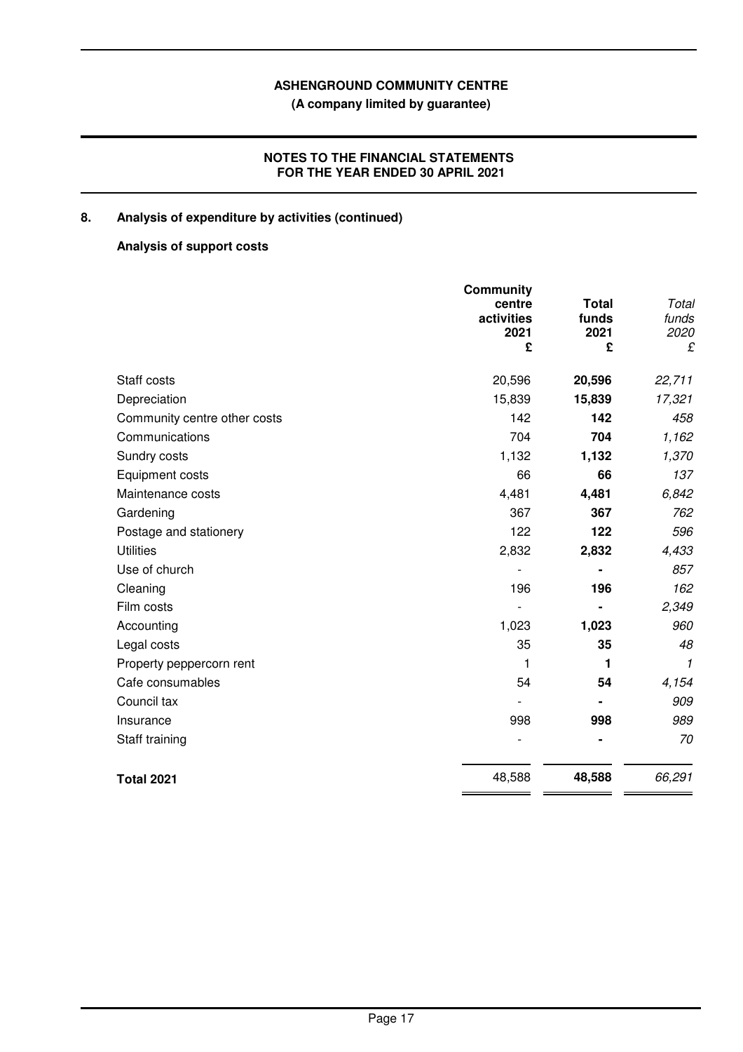ASHENGROUND COMMUNITY CENTRE
(A company limited by guarantee)

NOTES TO THE FINANCIAL STATEMENTS
FOR THE YEAR ENDED 30 APRIL 2021

## 8. Analysis of expenditure by activities (continued)

### Analysis of support costs

| | Community centre activities 2021 £ | Total funds 2021 £ | *Total funds 2020 £* |
|---|---|---|---|
| Staff costs | 20,596 | **20,596** | *22,711* |
| Depreciation | 15,839 | **15,839** | *17,321* |
| Community centre other costs | 142 | **142** | *458* |
| Communications | 704 | **704** | *1,162* |
| Sundry costs | 1,132 | **1,132** | *1,370* |
| Equipment costs | 66 | **66** | *137* |
| Maintenance costs | 4,481 | **4,481** | *6,842* |
| Gardening | 367 | **367** | *762* |
| Postage and stationery | 122 | **122** | *596* |
| Utilities | 2,832 | **2,832** | *4,433* |
| Use of church | - | **-** | *857* |
| Cleaning | 196 | **196** | *162* |
| Film costs | - | **-** | *2,349* |
| Accounting | 1,023 | **1,023** | *960* |
| Legal costs | 35 | **35** | *48* |
| Property peppercorn rent | 1 | **1** | *1* |
| Cafe consumables | 54 | **54** | *4,154* |
| Council tax | - | **-** | *909* |
| Insurance | 998 | **998** | *989* |
| Staff training | - | **-** | *70* |
| **Total 2021** | 48,588 | **48,588** | *66,291* |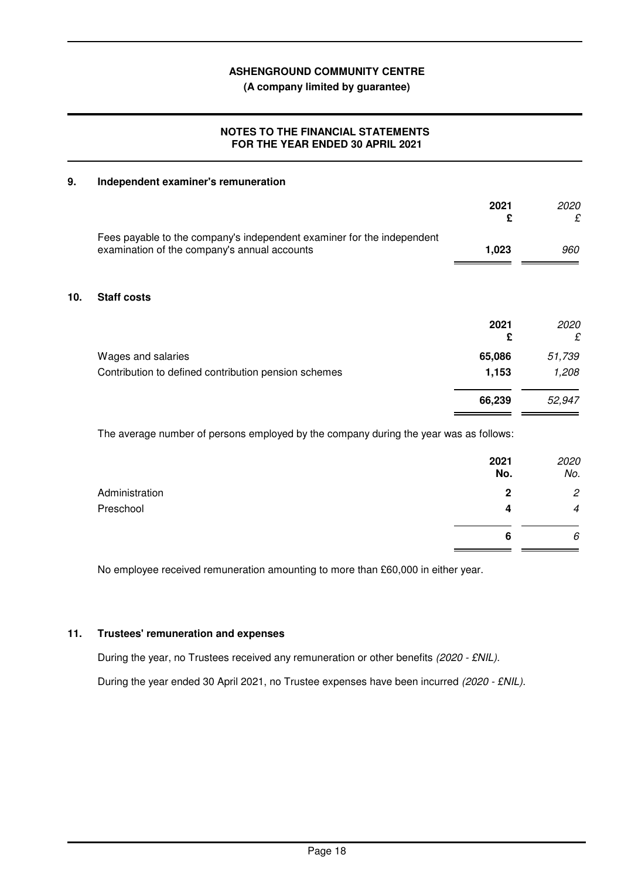**ASHENGROUND COMMUNITY CENTRE**

**(A company limited by guarantee)**

**NOTES TO THE FINANCIAL STATEMENTS FOR THE YEAR ENDED 30 APRIL 2021**

## 9. Independent examiner's remuneration

| | 2021 £ | *2020 £* |
|---|---|---|
| Fees payable to the company's independent examiner for the independent examination of the company's annual accounts | **1,023** | *960* |

## 10. Staff costs

| | 2021 £ | *2020 £* |
|---|---|---|
| Wages and salaries | **65,086** | *51,739* |
| Contribution to defined contribution pension schemes | **1,153** | *1,208* |
| | **66,239** | *52,947* |

The average number of persons employed by the company during the year was as follows:

| | 2021 No. | *2020 No.* |
|---|---|---|
| Administration | **2** | *2* |
| Preschool | **4** | *4* |
| | **6** | *6* |

No employee received remuneration amounting to more than £60,000 in either year.

## 11. Trustees' remuneration and expenses

During the year, no Trustees received any remuneration or other benefits *(2020 - £NIL)*.

During the year ended 30 April 2021, no Trustee expenses have been incurred *(2020 - £NIL)*.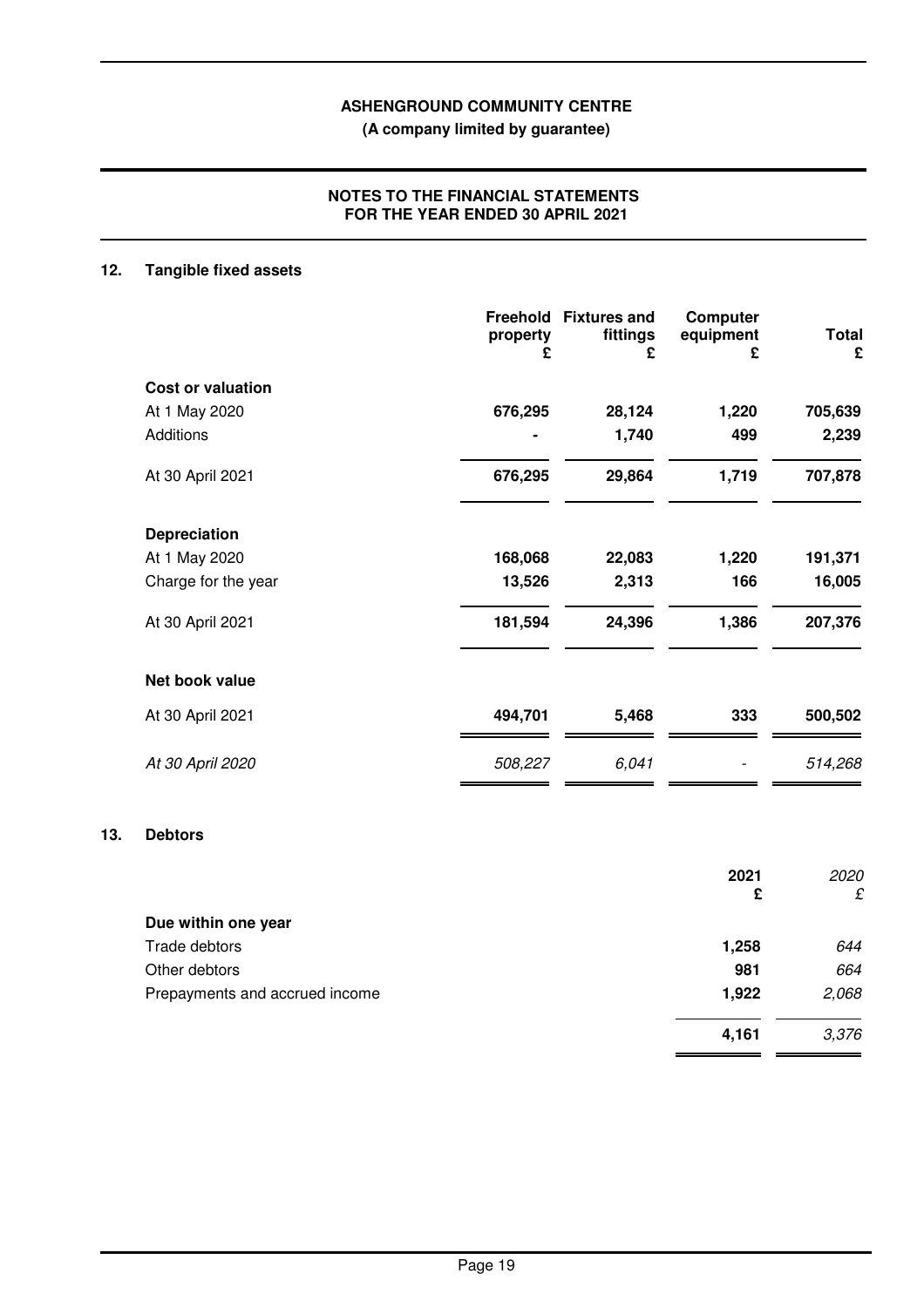## ASHENGROUND COMMUNITY CENTRE

**(A company limited by guarantee)**

### NOTES TO THE FINANCIAL STATEMENTS
### FOR THE YEAR ENDED 30 APRIL 2021

### 12. Tangible fixed assets

| | Freehold property £ | Fixtures and fittings £ | Computer equipment £ | Total £ |
|---|---|---|---|---|
| **Cost or valuation** | | | | |
| At 1 May 2020 | **676,295** | **28,124** | **1,220** | **705,639** |
| Additions | **-** | **1,740** | **499** | **2,239** |
| At 30 April 2021 | **676,295** | **29,864** | **1,719** | **707,878** |
| **Depreciation** | | | | |
| At 1 May 2020 | **168,068** | **22,083** | **1,220** | **191,371** |
| Charge for the year | **13,526** | **2,313** | **166** | **16,005** |
| At 30 April 2021 | **181,594** | **24,396** | **1,386** | **207,376** |
| **Net book value** | | | | |
| At 30 April 2021 | **494,701** | **5,468** | **333** | **500,502** |
| *At 30 April 2020* | *508,227* | *6,041* | *-* | *514,268* |

### 13. Debtors

| | 2021 £ | *2020 £* |
|---|---|---|
| **Due within one year** | | |
| Trade debtors | **1,258** | *644* |
| Other debtors | **981** | *664* |
| Prepayments and accrued income | **1,922** | *2,068* |
| | **4,161** | *3,376* |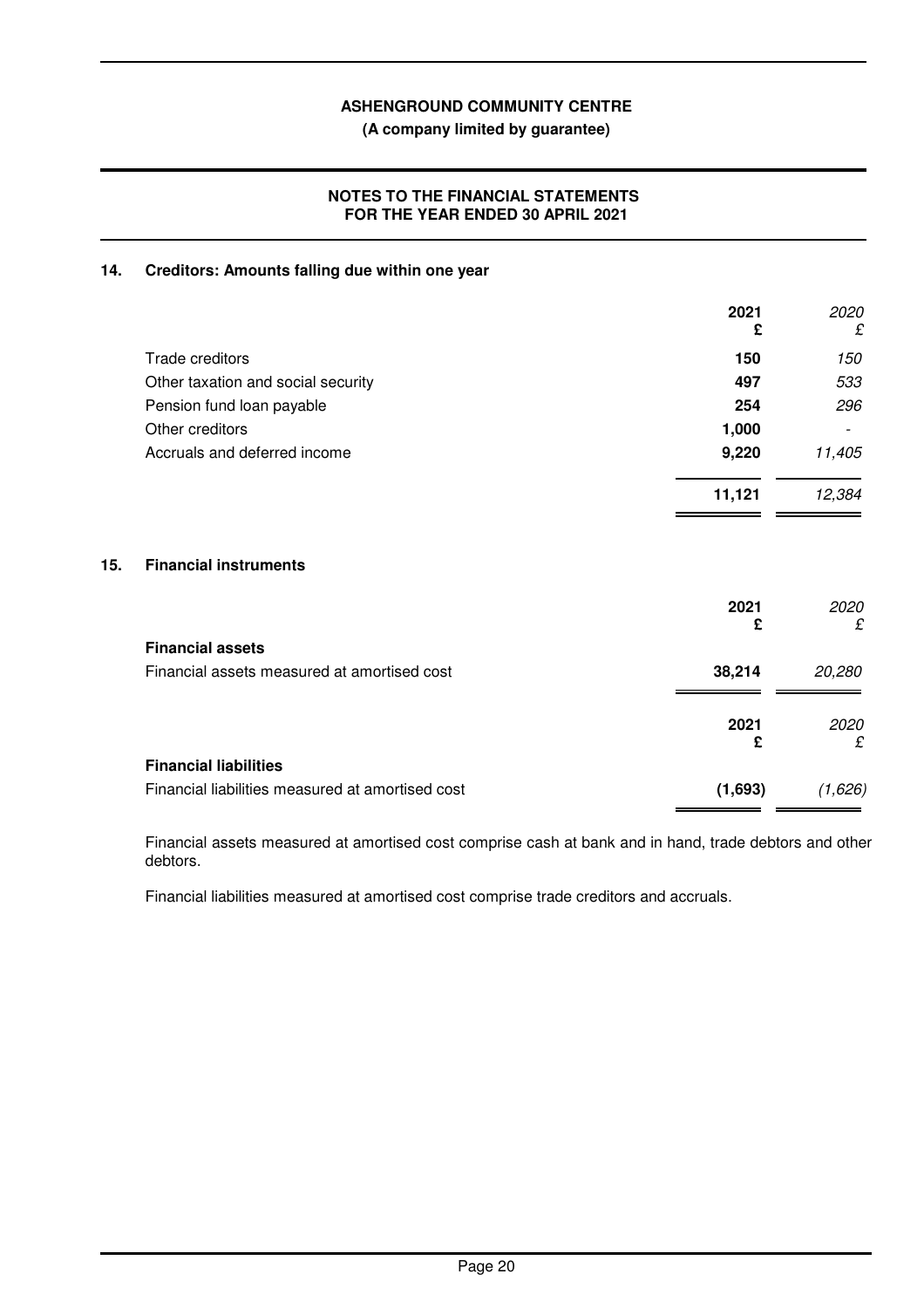**ASHENGROUND COMMUNITY CENTRE**
**(A company limited by guarantee)**

**NOTES TO THE FINANCIAL STATEMENTS**
**FOR THE YEAR ENDED 30 APRIL 2021**

## 14. Creditors: Amounts falling due within one year

| | 2021 £ | 2020 £ |
|---|---|---|
| Trade creditors | 150 | 150 |
| Other taxation and social security | 497 | 533 |
| Pension fund loan payable | 254 | 296 |
| Other creditors | 1,000 | - |
| Accruals and deferred income | 9,220 | 11,405 |
| | **11,121** | *12,384* |

## 15. Financial instruments

| | 2021 £ | 2020 £ |
|---|---|---|
| **Financial assets** | | |
| Financial assets measured at amortised cost | 38,214 | 20,280 |

| | 2021 £ | 2020 £ |
|---|---|---|
| **Financial liabilities** | | |
| Financial liabilities measured at amortised cost | (1,693) | (1,626) |

Financial assets measured at amortised cost comprise cash at bank and in hand, trade debtors and other debtors.

Financial liabilities measured at amortised cost comprise trade creditors and accruals.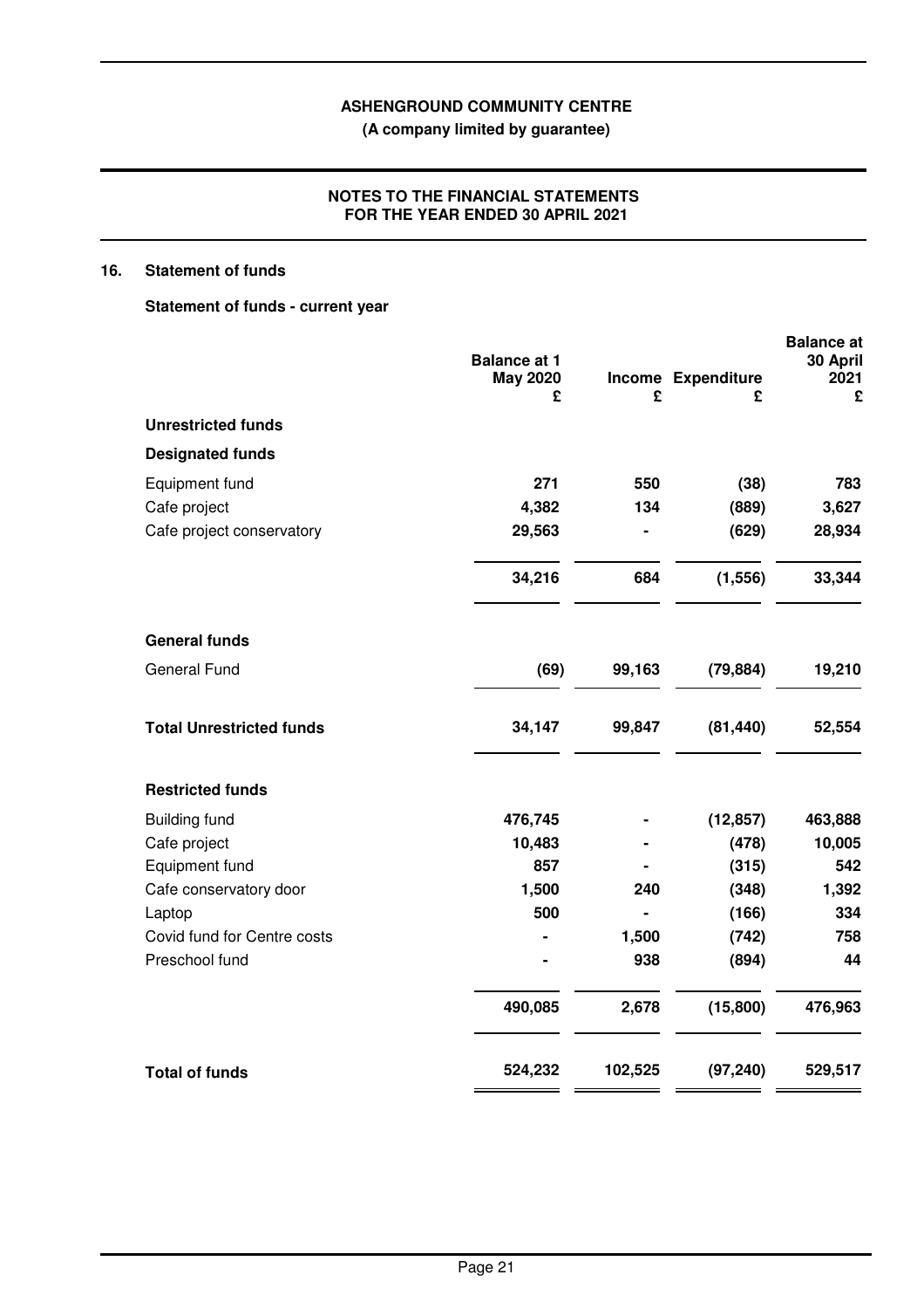## 16. Statement of funds

### Statement of funds - current year

| | Balance at 1 May 2020 £ | Income £ | Expenditure £ | Balance at 30 April 2021 £ |
|---|---|---|---|---|
| **Unrestricted funds** | | | | |
| **Designated funds** | | | | |
| Equipment fund | 271 | 550 | (38) | 783 |
| Cafe project | 4,382 | 134 | (889) | 3,627 |
| Cafe project conservatory | 29,563 | - | (629) | 28,934 |
| | 34,216 | 684 | (1,556) | 33,344 |
| **General funds** | | | | |
| General Fund | (69) | 99,163 | (79,884) | 19,210 |
| **Total Unrestricted funds** | 34,147 | 99,847 | (81,440) | 52,554 |
| **Restricted funds** | | | | |
| Building fund | 476,745 | - | (12,857) | 463,888 |
| Cafe project | 10,483 | - | (478) | 10,005 |
| Equipment fund | 857 | - | (315) | 542 |
| Cafe conservatory door | 1,500 | 240 | (348) | 1,392 |
| Laptop | 500 | - | (166) | 334 |
| Covid fund for Centre costs | - | 1,500 | (742) | 758 |
| Preschool fund | - | 938 | (894) | 44 |
| | 490,085 | 2,678 | (15,800) | 476,963 |
| **Total of funds** | 524,232 | 102,525 | (97,240) | 529,517 |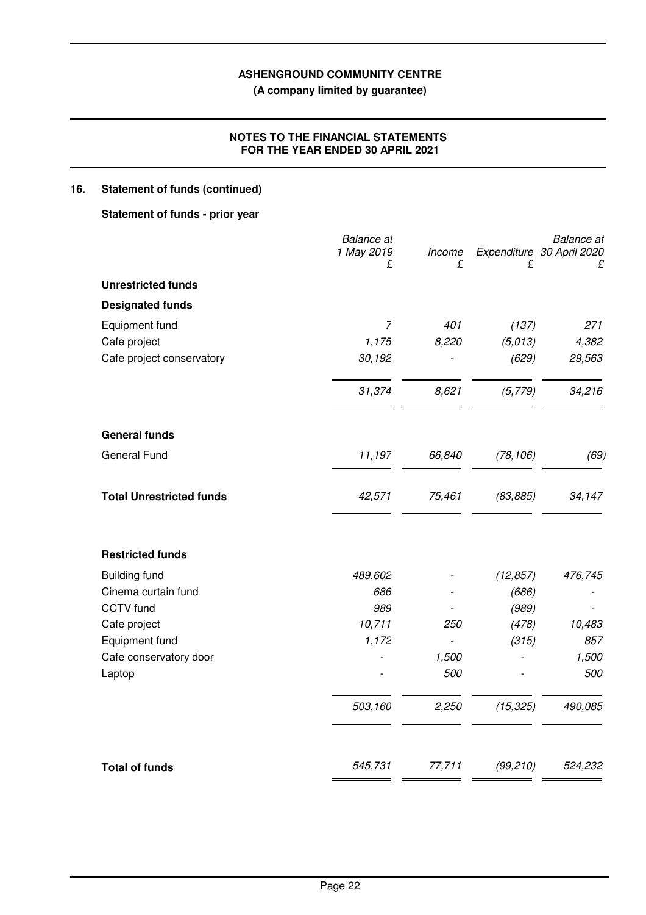## 16. Statement of funds (continued)

### Statement of funds - prior year

| | *Balance at 1 May 2019* £ | *Income* £ | *Expenditure* £ | *Balance at 30 April 2020* £ |
|---|---|---|---|---|
| **Unrestricted funds** | | | | |
| **Designated funds** | | | | |
| Equipment fund | *7* | *401* | *(137)* | *271* |
| Cafe project | *1,175* | *8,220* | *(5,013)* | *4,382* |
| Cafe project conservatory | *30,192* | *-* | *(629)* | *29,563* |
| | *31,374* | *8,621* | *(5,779)* | *34,216* |
| **General funds** | | | | |
| General Fund | *11,197* | *66,840* | *(78,106)* | *(69)* |
| **Total Unrestricted funds** | *42,571* | *75,461* | *(83,885)* | *34,147* |
| **Restricted funds** | | | | |
| Building fund | *489,602* | *-* | *(12,857)* | *476,745* |
| Cinema curtain fund | *686* | *-* | *(686)* | *-* |
| CCTV fund | *989* | *-* | *(989)* | *-* |
| Cafe project | *10,711* | *250* | *(478)* | *10,483* |
| Equipment fund | *1,172* | *-* | *(315)* | *857* |
| Cafe conservatory door | *-* | *1,500* | *-* | *1,500* |
| Laptop | *-* | *500* | *-* | *500* |
| | *503,160* | *2,250* | *(15,325)* | *490,085* |
| **Total of funds** | *545,731* | *77,711* | *(99,210)* | *524,232* |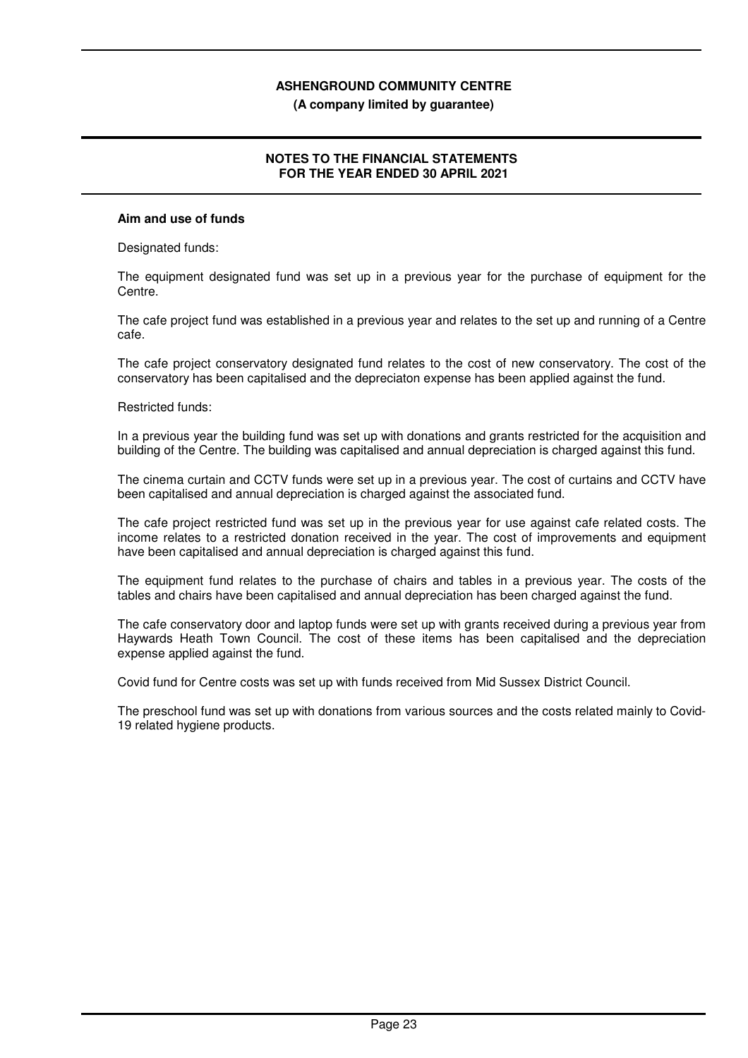### Aim and use of funds

Designated funds:

The equipment designated fund was set up in a previous year for the purchase of equipment for the Centre.

The cafe project fund was established in a previous year and relates to the set up and running of a Centre cafe.

The cafe project conservatory designated fund relates to the cost of new conservatory. The cost of the conservatory has been capitalised and the depreciaton expense has been applied against the fund.

Restricted funds:

In a previous year the building fund was set up with donations and grants restricted for the acquisition and building of the Centre. The building was capitalised and annual depreciation is charged against this fund.

The cinema curtain and CCTV funds were set up in a previous year. The cost of curtains and CCTV have been capitalised and annual depreciation is charged against the associated fund.

The cafe project restricted fund was set up in the previous year for use against cafe related costs. The income relates to a restricted donation received in the year. The cost of improvements and equipment have been capitalised and annual depreciation is charged against this fund.

The equipment fund relates to the purchase of chairs and tables in a previous year. The costs of the tables and chairs have been capitalised and annual depreciation has been charged against the fund.

The cafe conservatory door and laptop funds were set up with grants received during a previous year from Haywards Heath Town Council. The cost of these items has been capitalised and the depreciation expense applied against the fund.

Covid fund for Centre costs was set up with funds received from Mid Sussex District Council.

The preschool fund was set up with donations from various sources and the costs related mainly to Covid-19 related hygiene products.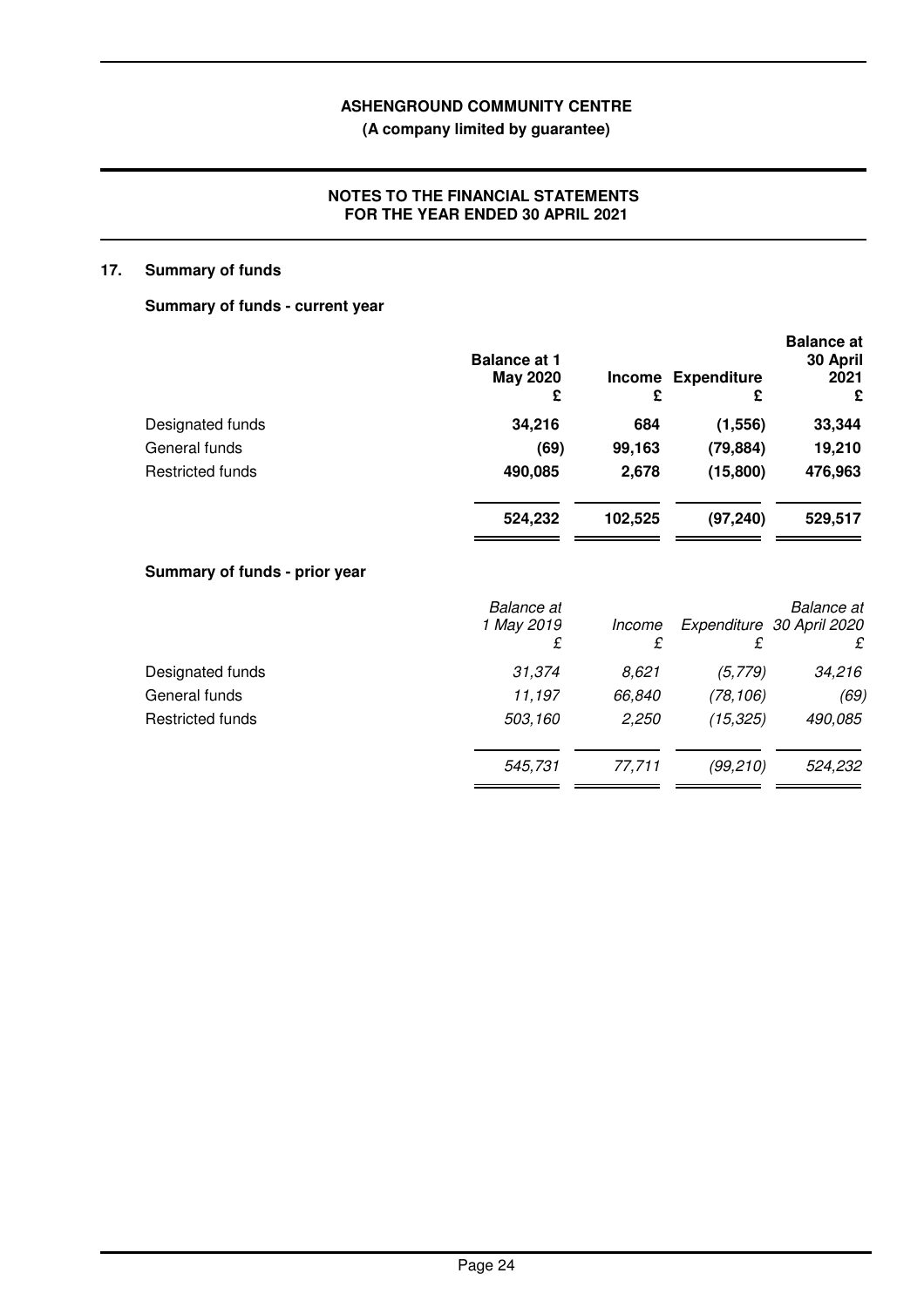**ASHENGROUND COMMUNITY CENTRE**
**(A company limited by guarantee)**

**NOTES TO THE FINANCIAL STATEMENTS FOR THE YEAR ENDED 30 APRIL 2021**

## 17. Summary of funds

### Summary of funds - current year

| | Balance at 1 May 2020 £ | Income £ | Expenditure £ | Balance at 30 April 2021 £ |
|---|---|---|---|---|
| Designated funds | 34,216 | 684 | (1,556) | 33,344 |
| General funds | (69) | 99,163 | (79,884) | 19,210 |
| Restricted funds | 490,085 | 2,678 | (15,800) | 476,963 |
| | **524,232** | **102,525** | **(97,240)** | **529,517** |

### Summary of funds - prior year

| | *Balance at 1 May 2019 £* | *Income £* | *Expenditure £* | *Balance at 30 April 2020 £* |
|---|---|---|---|---|
| Designated funds | *31,374* | *8,621* | *(5,779)* | *34,216* |
| General funds | *11,197* | *66,840* | *(78,106)* | *(69)* |
| Restricted funds | *503,160* | *2,250* | *(15,325)* | *490,085* |
| | *545,731* | *77,711* | *(99,210)* | *524,232* |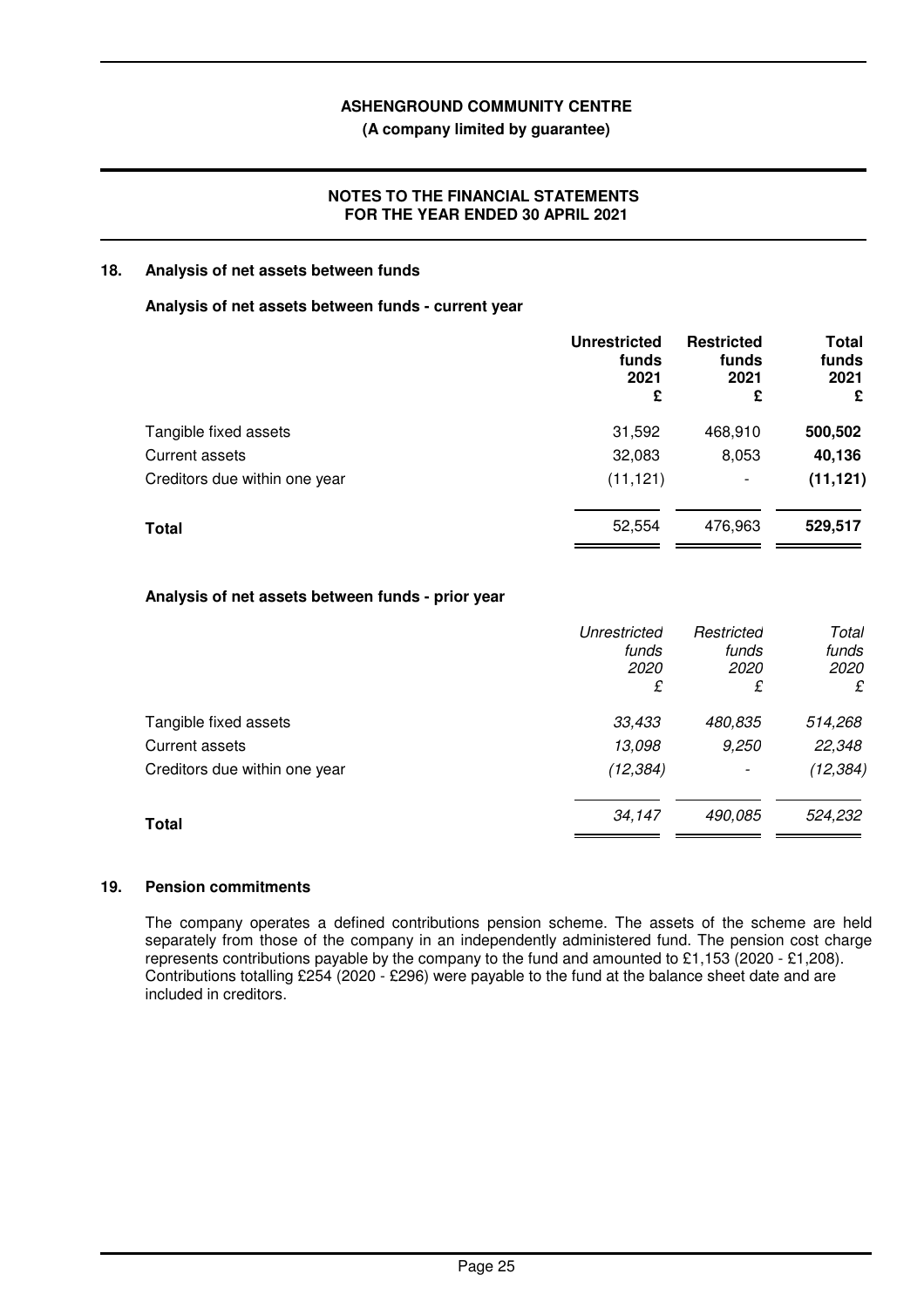**ASHENGROUND COMMUNITY CENTRE**
**(A company limited by guarantee)**

**NOTES TO THE FINANCIAL STATEMENTS**
**FOR THE YEAR ENDED 30 APRIL 2021**

## 18. Analysis of net assets between funds

### Analysis of net assets between funds - current year

| | Unrestricted funds 2021 £ | Restricted funds 2021 £ | Total funds 2021 £ |
|---|---|---|---|
| Tangible fixed assets | 31,592 | 468,910 | **500,502** |
| Current assets | 32,083 | 8,053 | **40,136** |
| Creditors due within one year | (11,121) | - | **(11,121)** |
| **Total** | 52,554 | 476,963 | **529,517** |

### Analysis of net assets between funds - prior year

| | *Unrestricted funds 2020 £* | *Restricted funds 2020 £* | *Total funds 2020 £* |
|---|---|---|---|
| Tangible fixed assets | *33,433* | *480,835* | *514,268* |
| Current assets | *13,098* | *9,250* | *22,348* |
| Creditors due within one year | *(12,384)* | - | *(12,384)* |
| **Total** | *34,147* | *490,085* | *524,232* |

## 19. Pension commitments

The company operates a defined contributions pension scheme. The assets of the scheme are held separately from those of the company in an independently administered fund. The pension cost charge represents contributions payable by the company to the fund and amounted to £1,153 (2020 - £1,208). Contributions totalling £254 (2020 - £296) were payable to the fund at the balance sheet date and are included in creditors.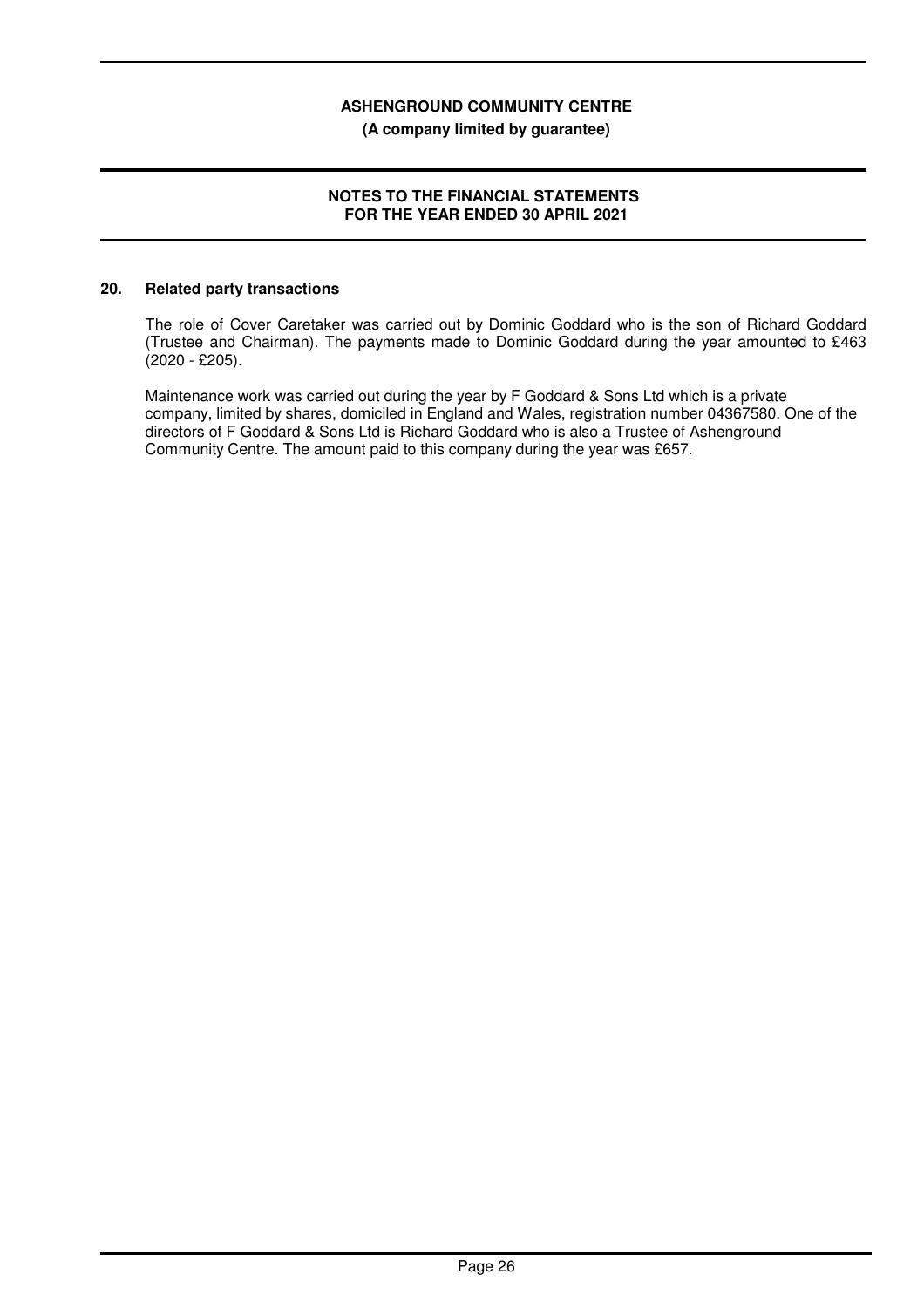## 20. Related party transactions

The role of Cover Caretaker was carried out by Dominic Goddard who is the son of Richard Goddard (Trustee and Chairman). The payments made to Dominic Goddard during the year amounted to £463 (2020 - £205).

Maintenance work was carried out during the year by F Goddard & Sons Ltd which is a private company, limited by shares, domiciled in England and Wales, registration number 04367580. One of the directors of F Goddard & Sons Ltd is Richard Goddard who is also a Trustee of Ashenground Community Centre. The amount paid to this company during the year was £657.